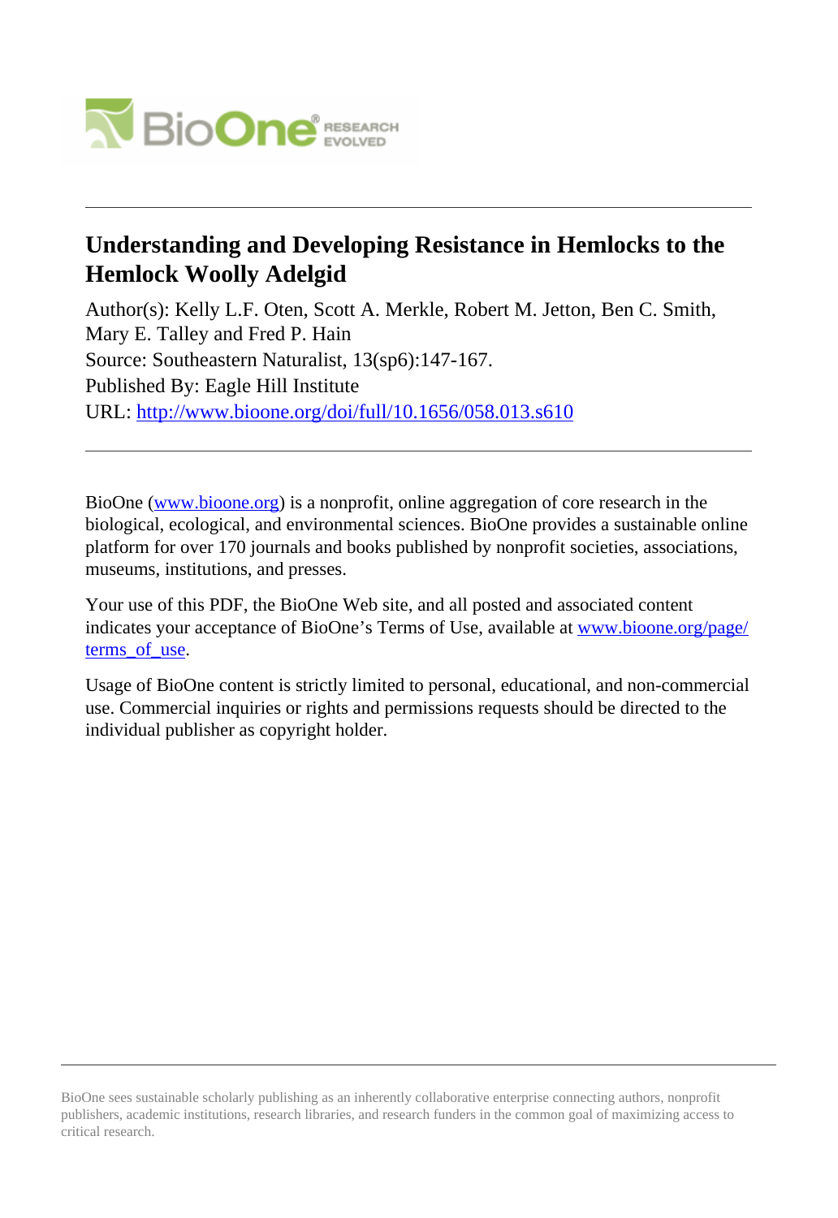# Understanding and Developing Resistance in Hemlocks to the Hemlock Woolly Adelgid

Author(s): Kelly L.F. Oten, Scott A. Merkle, Robert M. Jetton, Ben C. Smith, Mary E. Talley and Fred P. Hain

Source: Southeastern Naturalist, 13(sp6):147-167.

Published By: Eagle Hill Institute

URL: http://www.bioone.org/doi/full/10.1656/058.013.s610

---

BioOne (www.bioone.org) is a nonprofit, online aggregation of core research in the biological, ecological, and environmental sciences. BioOne provides a sustainable online platform for over 170 journals and books published by nonprofit societies, associations, museums, institutions, and presses.

Your use of this PDF, the BioOne Web site, and all posted and associated content indicates your acceptance of BioOne's Terms of Use, available at www.bioone.org/page/terms_of_use.

Usage of BioOne content is strictly limited to personal, educational, and non-commercial use. Commercial inquiries or rights and permissions requests should be directed to the individual publisher as copyright holder.

---

BioOne sees sustainable scholarly publishing as an inherently collaborative enterprise connecting authors, nonprofit publishers, academic institutions, research libraries, and research funders in the common goal of maximizing access to critical research.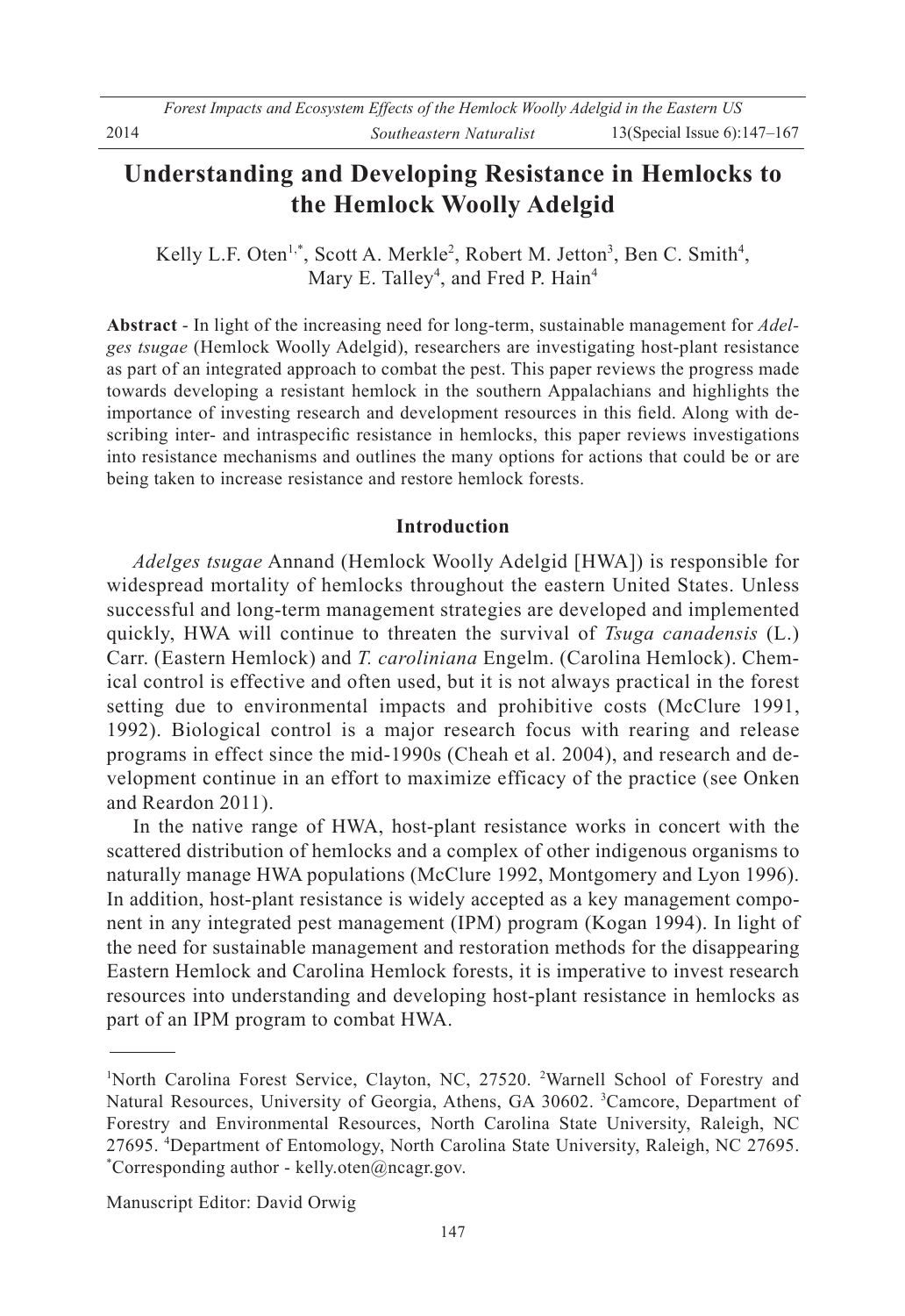# Understanding and Developing Resistance in Hemlocks to the Hemlock Woolly Adelgid

Kelly L.F. Oten[1,*], Scott A. Merkle[2], Robert M. Jetton[3], Ben C. Smith[4], Mary E. Talley[4], and Fred P. Hain[4]

**Abstract** - In light of the increasing need for long-term, sustainable management for *Adelges tsugae* (Hemlock Woolly Adelgid), researchers are investigating host-plant resistance as part of an integrated approach to combat the pest. This paper reviews the progress made towards developing a resistant hemlock in the southern Appalachians and highlights the importance of investing research and development resources in this field. Along with describing inter- and intraspecific resistance in hemlocks, this paper reviews investigations into resistance mechanisms and outlines the many options for actions that could be or are being taken to increase resistance and restore hemlock forests.

## Introduction

*Adelges tsugae* Annand (Hemlock Woolly Adelgid [HWA]) is responsible for widespread mortality of hemlocks throughout the eastern United States. Unless successful and long-term management strategies are developed and implemented quickly, HWA will continue to threaten the survival of *Tsuga canadensis* (L.) Carr. (Eastern Hemlock) and *T. caroliniana* Engelm. (Carolina Hemlock). Chemical control is effective and often used, but it is not always practical in the forest setting due to environmental impacts and prohibitive costs (McClure 1991, 1992). Biological control is a major research focus with rearing and release programs in effect since the mid-1990s (Cheah et al. 2004), and research and development continue in an effort to maximize efficacy of the practice (see Onken and Reardon 2011).

In the native range of HWA, host-plant resistance works in concert with the scattered distribution of hemlocks and a complex of other indigenous organisms to naturally manage HWA populations (McClure 1992, Montgomery and Lyon 1996). In addition, host-plant resistance is widely accepted as a key management component in any integrated pest management (IPM) program (Kogan 1994). In light of the need for sustainable management and restoration methods for the disappearing Eastern Hemlock and Carolina Hemlock forests, it is imperative to invest research resources into understanding and developing host-plant resistance in hemlocks as part of an IPM program to combat HWA.

---

[1]North Carolina Forest Service, Clayton, NC, 27520. [2]Warnell School of Forestry and Natural Resources, University of Georgia, Athens, GA 30602. [3]Camcore, Department of Forestry and Environmental Resources, North Carolina State University, Raleigh, NC 27695. [4]Department of Entomology, North Carolina State University, Raleigh, NC 27695. [*]Corresponding author - kelly.oten@ncagr.gov.

Manuscript Editor: David Orwig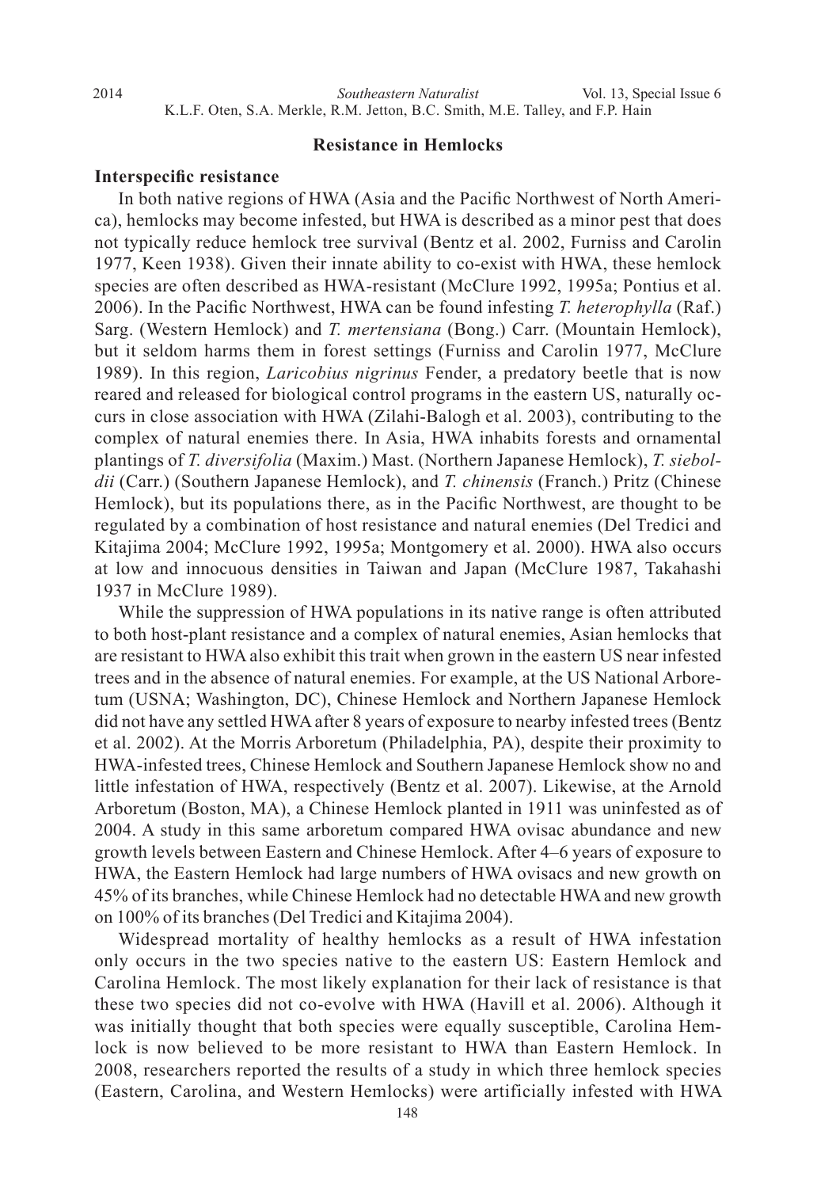## Resistance in Hemlocks

### Interspecific resistance

In both native regions of HWA (Asia and the Pacific Northwest of North America), hemlocks may become infested, but HWA is described as a minor pest that does not typically reduce hemlock tree survival (Bentz et al. 2002, Furniss and Carolin 1977, Keen 1938). Given their innate ability to co-exist with HWA, these hemlock species are often described as HWA-resistant (McClure 1992, 1995a; Pontius et al. 2006). In the Pacific Northwest, HWA can be found infesting *T. heterophylla* (Raf.) Sarg. (Western Hemlock) and *T. mertensiana* (Bong.) Carr. (Mountain Hemlock), but it seldom harms them in forest settings (Furniss and Carolin 1977, McClure 1989). In this region, *Laricobius nigrinus* Fender, a predatory beetle that is now reared and released for biological control programs in the eastern US, naturally occurs in close association with HWA (Zilahi-Balogh et al. 2003), contributing to the complex of natural enemies there. In Asia, HWA inhabits forests and ornamental plantings of *T. diversifolia* (Maxim.) Mast. (Northern Japanese Hemlock), *T. sieboldii* (Carr.) (Southern Japanese Hemlock), and *T. chinensis* (Franch.) Pritz (Chinese Hemlock), but its populations there, as in the Pacific Northwest, are thought to be regulated by a combination of host resistance and natural enemies (Del Tredici and Kitajima 2004; McClure 1992, 1995a; Montgomery et al. 2000). HWA also occurs at low and innocuous densities in Taiwan and Japan (McClure 1987, Takahashi 1937 in McClure 1989).

While the suppression of HWA populations in its native range is often attributed to both host-plant resistance and a complex of natural enemies, Asian hemlocks that are resistant to HWA also exhibit this trait when grown in the eastern US near infested trees and in the absence of natural enemies. For example, at the US National Arboretum (USNA; Washington, DC), Chinese Hemlock and Northern Japanese Hemlock did not have any settled HWA after 8 years of exposure to nearby infested trees (Bentz et al. 2002). At the Morris Arboretum (Philadelphia, PA), despite their proximity to HWA-infested trees, Chinese Hemlock and Southern Japanese Hemlock show no and little infestation of HWA, respectively (Bentz et al. 2007). Likewise, at the Arnold Arboretum (Boston, MA), a Chinese Hemlock planted in 1911 was uninfested as of 2004. A study in this same arboretum compared HWA ovisac abundance and new growth levels between Eastern and Chinese Hemlock. After 4–6 years of exposure to HWA, the Eastern Hemlock had large numbers of HWA ovisacs and new growth on 45% of its branches, while Chinese Hemlock had no detectable HWA and new growth on 100% of its branches (Del Tredici and Kitajima 2004).

Widespread mortality of healthy hemlocks as a result of HWA infestation only occurs in the two species native to the eastern US: Eastern Hemlock and Carolina Hemlock. The most likely explanation for their lack of resistance is that these two species did not co-evolve with HWA (Havill et al. 2006). Although it was initially thought that both species were equally susceptible, Carolina Hemlock is now believed to be more resistant to HWA than Eastern Hemlock. In 2008, researchers reported the results of a study in which three hemlock species (Eastern, Carolina, and Western Hemlocks) were artificially infested with HWA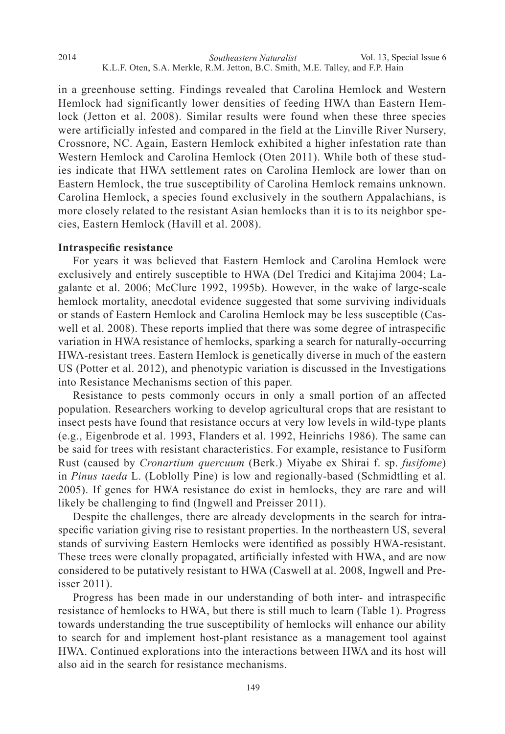in a greenhouse setting. Findings revealed that Carolina Hemlock and Western Hemlock had significantly lower densities of feeding HWA than Eastern Hemlock (Jetton et al. 2008). Similar results were found when these three species were artificially infested and compared in the field at the Linville River Nursery, Crossnore, NC. Again, Eastern Hemlock exhibited a higher infestation rate than Western Hemlock and Carolina Hemlock (Oten 2011). While both of these studies indicate that HWA settlement rates on Carolina Hemlock are lower than on Eastern Hemlock, the true susceptibility of Carolina Hemlock remains unknown. Carolina Hemlock, a species found exclusively in the southern Appalachians, is more closely related to the resistant Asian hemlocks than it is to its neighbor species, Eastern Hemlock (Havill et al. 2008).

**Intraspecific resistance**

For years it was believed that Eastern Hemlock and Carolina Hemlock were exclusively and entirely susceptible to HWA (Del Tredici and Kitajima 2004; Lagalante et al. 2006; McClure 1992, 1995b). However, in the wake of large-scale hemlock mortality, anecdotal evidence suggested that some surviving individuals or stands of Eastern Hemlock and Carolina Hemlock may be less susceptible (Caswell et al. 2008). These reports implied that there was some degree of intraspecific variation in HWA resistance of hemlocks, sparking a search for naturally-occurring HWA-resistant trees. Eastern Hemlock is genetically diverse in much of the eastern US (Potter et al. 2012), and phenotypic variation is discussed in the Investigations into Resistance Mechanisms section of this paper.

Resistance to pests commonly occurs in only a small portion of an affected population. Researchers working to develop agricultural crops that are resistant to insect pests have found that resistance occurs at very low levels in wild-type plants (e.g., Eigenbrode et al. 1993, Flanders et al. 1992, Heinrichs 1986). The same can be said for trees with resistant characteristics. For example, resistance to Fusiform Rust (caused by *Cronartium quercuum* (Berk.) Miyabe ex Shirai f. sp. *fusifome*) in *Pinus taeda* L. (Loblolly Pine) is low and regionally-based (Schmidtling et al. 2005). If genes for HWA resistance do exist in hemlocks, they are rare and will likely be challenging to find (Ingwell and Preisser 2011).

Despite the challenges, there are already developments in the search for intraspecific variation giving rise to resistant properties. In the northeastern US, several stands of surviving Eastern Hemlocks were identified as possibly HWA-resistant. These trees were clonally propagated, artificially infested with HWA, and are now considered to be putatively resistant to HWA (Caswell at al. 2008, Ingwell and Preisser 2011).

Progress has been made in our understanding of both inter- and intraspecific resistance of hemlocks to HWA, but there is still much to learn (Table 1). Progress towards understanding the true susceptibility of hemlocks will enhance our ability to search for and implement host-plant resistance as a management tool against HWA. Continued explorations into the interactions between HWA and its host will also aid in the search for resistance mechanisms.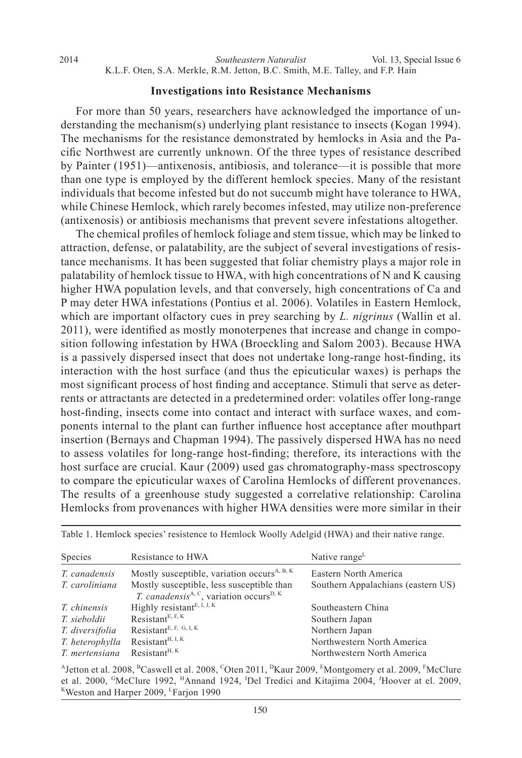### Investigations into Resistance Mechanisms

For more than 50 years, researchers have acknowledged the importance of understanding the mechanism(s) underlying plant resistance to insects (Kogan 1994). The mechanisms for the resistance demonstrated by hemlocks in Asia and the Pacific Northwest are currently unknown. Of the three types of resistance described by Painter (1951)—antixenosis, antibiosis, and tolerance—it is possible that more than one type is employed by the different hemlock species. Many of the resistant individuals that become infested but do not succumb might have tolerance to HWA, while Chinese Hemlock, which rarely becomes infested, may utilize non-preference (antixenosis) or antibiosis mechanisms that prevent severe infestations altogether.

The chemical profiles of hemlock foliage and stem tissue, which may be linked to attraction, defense, or palatability, are the subject of several investigations of resistance mechanisms. It has been suggested that foliar chemistry plays a major role in palatability of hemlock tissue to HWA, with high concentrations of N and K causing higher HWA population levels, and that conversely, high concentrations of Ca and P may deter HWA infestations (Pontius et al. 2006). Volatiles in Eastern Hemlock, which are important olfactory cues in prey searching by *L. nigrinus* (Wallin et al. 2011), were identified as mostly monoterpenes that increase and change in composition following infestation by HWA (Broeckling and Salom 2003). Because HWA is a passively dispersed insect that does not undertake long-range host-finding, its interaction with the host surface (and thus the epicuticular waxes) is perhaps the most significant process of host finding and acceptance. Stimuli that serve as deterrents or attractants are detected in a predetermined order: volatiles offer long-range host-finding, insects come into contact and interact with surface waxes, and components internal to the plant can further influence host acceptance after mouthpart insertion (Bernays and Chapman 1994). The passively dispersed HWA has no need to assess volatiles for long-range host-finding; therefore, its interactions with the host surface are crucial. Kaur (2009) used gas chromatography-mass spectroscopy to compare the epicuticular waxes of Carolina Hemlocks of different provenances. The results of a greenhouse study suggested a correlative relationship: Carolina Hemlocks from provenances with higher HWA densities were more similar in their

Table 1. Hemlock species' resistence to Hemlock Woolly Adelgid (HWA) and their native range.

| Species | Resistance to HWA | Native range[L] |
|---|---|---|
| *T. canadensis* | Mostly susceptible, variation occurs[A, B, K] | Eastern North America |
| *T. caroliniana* | Mostly susceptible, less susceptible than *T. canadensis*[A, C], variation occurs[D, K] | Southern Appalachians (eastern US) |
| *T. chinensis* | Highly resistant[E, I, J, K] | Southeastern China |
| *T. sieboldii* | Resistant[E, F, K] | Southern Japan |
| *T. diversifolia* | Resistant[E, F, G, I, K] | Northern Japan |
| *T. heterophylla* | Resistant[H, I, K] | Northwestern North America |
| *T. mertensiana* | Resistant[H, K] | Northwestern North America |

[A]Jetton et al. 2008, [B]Caswell et al. 2008, [C]Oten 2011, [D]Kaur 2009, [E]Montgomery et al. 2009, [F]McClure et al. 2000, [G]McClure 1992, [H]Annand 1924, [I]Del Tredici and Kitajima 2004, [J]Hoover at el. 2009, [K]Weston and Harper 2009, [L]Farjon 1990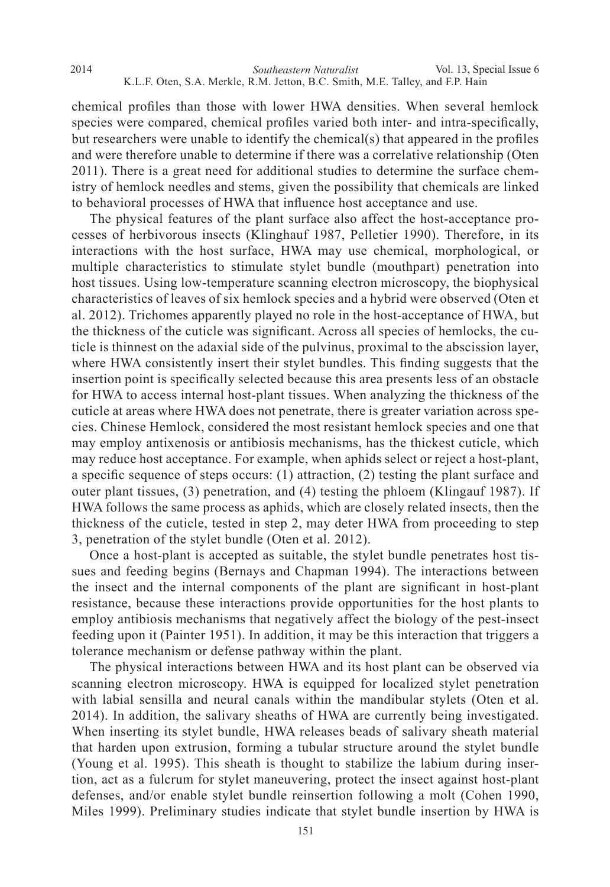chemical profiles than those with lower HWA densities. When several hemlock species were compared, chemical profiles varied both inter- and intra-specifically, but researchers were unable to identify the chemical(s) that appeared in the profiles and were therefore unable to determine if there was a correlative relationship (Oten 2011). There is a great need for additional studies to determine the surface chemistry of hemlock needles and stems, given the possibility that chemicals are linked to behavioral processes of HWA that influence host acceptance and use.

The physical features of the plant surface also affect the host-acceptance processes of herbivorous insects (Klinghauf 1987, Pelletier 1990). Therefore, in its interactions with the host surface, HWA may use chemical, morphological, or multiple characteristics to stimulate stylet bundle (mouthpart) penetration into host tissues. Using low-temperature scanning electron microscopy, the biophysical characteristics of leaves of six hemlock species and a hybrid were observed (Oten et al. 2012). Trichomes apparently played no role in the host-acceptance of HWA, but the thickness of the cuticle was significant. Across all species of hemlocks, the cuticle is thinnest on the adaxial side of the pulvinus, proximal to the abscission layer, where HWA consistently insert their stylet bundles. This finding suggests that the insertion point is specifically selected because this area presents less of an obstacle for HWA to access internal host-plant tissues. When analyzing the thickness of the cuticle at areas where HWA does not penetrate, there is greater variation across species. Chinese Hemlock, considered the most resistant hemlock species and one that may employ antixenosis or antibiosis mechanisms, has the thickest cuticle, which may reduce host acceptance. For example, when aphids select or reject a host-plant, a specific sequence of steps occurs: (1) attraction, (2) testing the plant surface and outer plant tissues, (3) penetration, and (4) testing the phloem (Klingauf 1987). If HWA follows the same process as aphids, which are closely related insects, then the thickness of the cuticle, tested in step 2, may deter HWA from proceeding to step 3, penetration of the stylet bundle (Oten et al. 2012).

Once a host-plant is accepted as suitable, the stylet bundle penetrates host tissues and feeding begins (Bernays and Chapman 1994). The interactions between the insect and the internal components of the plant are significant in host-plant resistance, because these interactions provide opportunities for the host plants to employ antibiosis mechanisms that negatively affect the biology of the pest-insect feeding upon it (Painter 1951). In addition, it may be this interaction that triggers a tolerance mechanism or defense pathway within the plant.

The physical interactions between HWA and its host plant can be observed via scanning electron microscopy. HWA is equipped for localized stylet penetration with labial sensilla and neural canals within the mandibular stylets (Oten et al. 2014). In addition, the salivary sheaths of HWA are currently being investigated. When inserting its stylet bundle, HWA releases beads of salivary sheath material that harden upon extrusion, forming a tubular structure around the stylet bundle (Young et al. 1995). This sheath is thought to stabilize the labium during insertion, act as a fulcrum for stylet maneuvering, protect the insect against host-plant defenses, and/or enable stylet bundle reinsertion following a molt (Cohen 1990, Miles 1999). Preliminary studies indicate that stylet bundle insertion by HWA is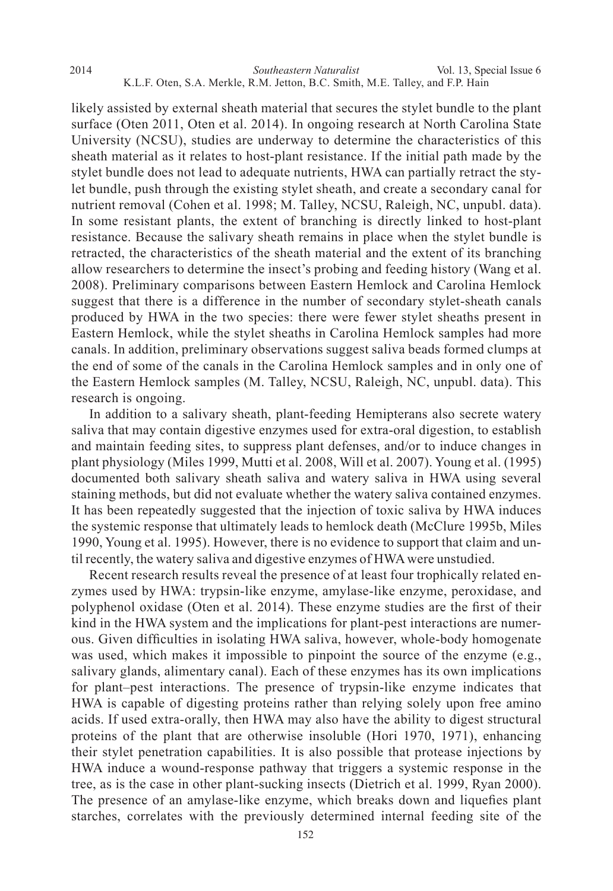likely assisted by external sheath material that secures the stylet bundle to the plant surface (Oten 2011, Oten et al. 2014). In ongoing research at North Carolina State University (NCSU), studies are underway to determine the characteristics of this sheath material as it relates to host-plant resistance. If the initial path made by the stylet bundle does not lead to adequate nutrients, HWA can partially retract the stylet bundle, push through the existing stylet sheath, and create a secondary canal for nutrient removal (Cohen et al. 1998; M. Talley, NCSU, Raleigh, NC, unpubl. data). In some resistant plants, the extent of branching is directly linked to host-plant resistance. Because the salivary sheath remains in place when the stylet bundle is retracted, the characteristics of the sheath material and the extent of its branching allow researchers to determine the insect's probing and feeding history (Wang et al. 2008). Preliminary comparisons between Eastern Hemlock and Carolina Hemlock suggest that there is a difference in the number of secondary stylet-sheath canals produced by HWA in the two species: there were fewer stylet sheaths present in Eastern Hemlock, while the stylet sheaths in Carolina Hemlock samples had more canals. In addition, preliminary observations suggest saliva beads formed clumps at the end of some of the canals in the Carolina Hemlock samples and in only one of the Eastern Hemlock samples (M. Talley, NCSU, Raleigh, NC, unpubl. data). This research is ongoing.

In addition to a salivary sheath, plant-feeding Hemipterans also secrete watery saliva that may contain digestive enzymes used for extra-oral digestion, to establish and maintain feeding sites, to suppress plant defenses, and/or to induce changes in plant physiology (Miles 1999, Mutti et al. 2008, Will et al. 2007). Young et al. (1995) documented both salivary sheath saliva and watery saliva in HWA using several staining methods, but did not evaluate whether the watery saliva contained enzymes. It has been repeatedly suggested that the injection of toxic saliva by HWA induces the systemic response that ultimately leads to hemlock death (McClure 1995b, Miles 1990, Young et al. 1995). However, there is no evidence to support that claim and until recently, the watery saliva and digestive enzymes of HWA were unstudied.

Recent research results reveal the presence of at least four trophically related enzymes used by HWA: trypsin-like enzyme, amylase-like enzyme, peroxidase, and polyphenol oxidase (Oten et al. 2014). These enzyme studies are the first of their kind in the HWA system and the implications for plant-pest interactions are numerous. Given difficulties in isolating HWA saliva, however, whole-body homogenate was used, which makes it impossible to pinpoint the source of the enzyme (e.g., salivary glands, alimentary canal). Each of these enzymes has its own implications for plant–pest interactions. The presence of trypsin-like enzyme indicates that HWA is capable of digesting proteins rather than relying solely upon free amino acids. If used extra-orally, then HWA may also have the ability to digest structural proteins of the plant that are otherwise insoluble (Hori 1970, 1971), enhancing their stylet penetration capabilities. It is also possible that protease injections by HWA induce a wound-response pathway that triggers a systemic response in the tree, as is the case in other plant-sucking insects (Dietrich et al. 1999, Ryan 2000). The presence of an amylase-like enzyme, which breaks down and liquefies plant starches, correlates with the previously determined internal feeding site of the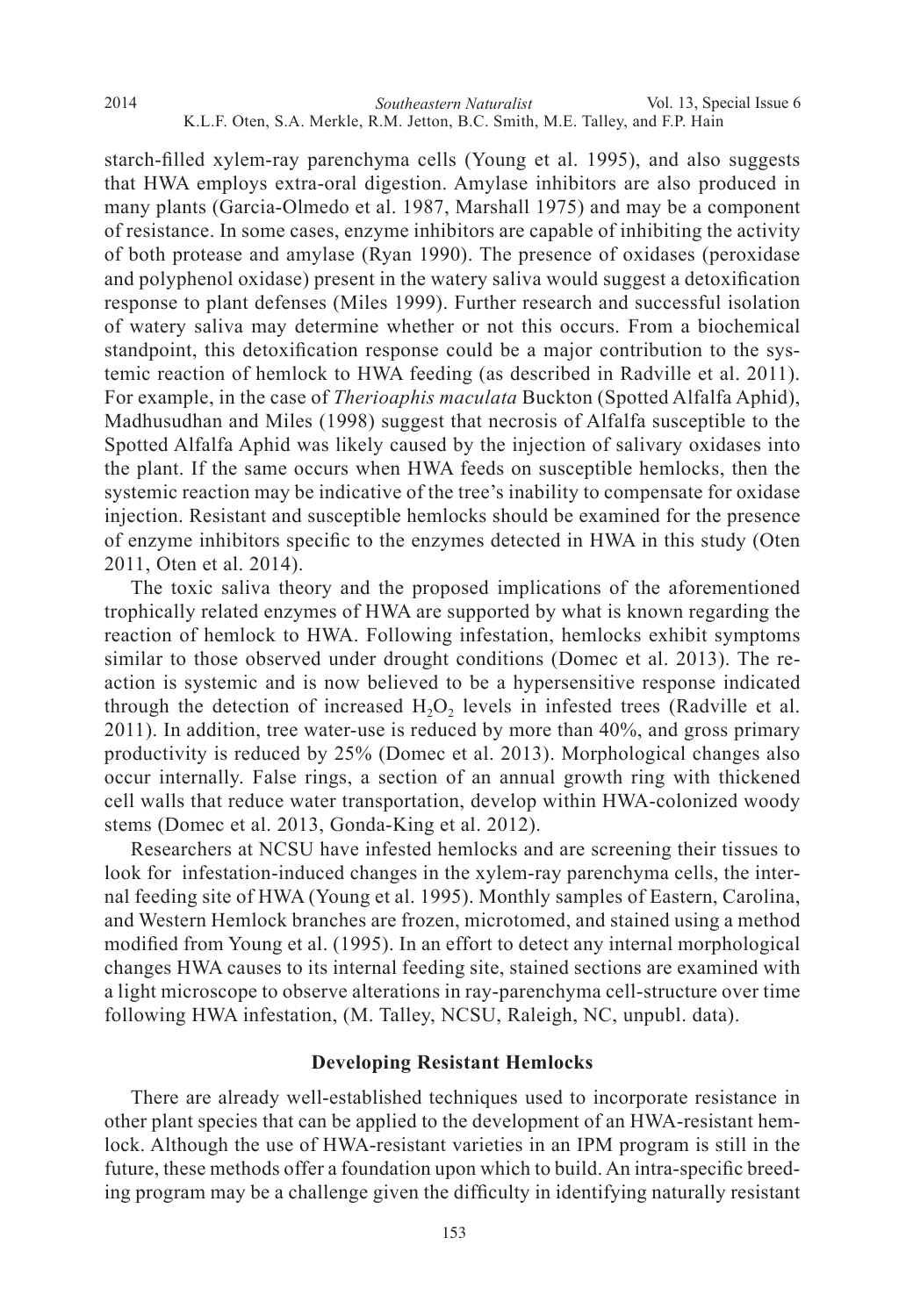starch-filled xylem-ray parenchyma cells (Young et al. 1995), and also suggests that HWA employs extra-oral digestion. Amylase inhibitors are also produced in many plants (Garcia-Olmedo et al. 1987, Marshall 1975) and may be a component of resistance. In some cases, enzyme inhibitors are capable of inhibiting the activity of both protease and amylase (Ryan 1990). The presence of oxidases (peroxidase and polyphenol oxidase) present in the watery saliva would suggest a detoxification response to plant defenses (Miles 1999). Further research and successful isolation of watery saliva may determine whether or not this occurs. From a biochemical standpoint, this detoxification response could be a major contribution to the systemic reaction of hemlock to HWA feeding (as described in Radville et al. 2011). For example, in the case of *Therioaphis maculata* Buckton (Spotted Alfalfa Aphid), Madhusudhan and Miles (1998) suggest that necrosis of Alfalfa susceptible to the Spotted Alfalfa Aphid was likely caused by the injection of salivary oxidases into the plant. If the same occurs when HWA feeds on susceptible hemlocks, then the systemic reaction may be indicative of the tree's inability to compensate for oxidase injection. Resistant and susceptible hemlocks should be examined for the presence of enzyme inhibitors specific to the enzymes detected in HWA in this study (Oten 2011, Oten et al. 2014).

The toxic saliva theory and the proposed implications of the aforementioned trophically related enzymes of HWA are supported by what is known regarding the reaction of hemlock to HWA. Following infestation, hemlocks exhibit symptoms similar to those observed under drought conditions (Domec et al. 2013). The reaction is systemic and is now believed to be a hypersensitive response indicated through the detection of increased $H_2O_2$ levels in infested trees (Radville et al. 2011). In addition, tree water-use is reduced by more than 40%, and gross primary productivity is reduced by 25% (Domec et al. 2013). Morphological changes also occur internally. False rings, a section of an annual growth ring with thickened cell walls that reduce water transportation, develop within HWA-colonized woody stems (Domec et al. 2013, Gonda-King et al. 2012).

Researchers at NCSU have infested hemlocks and are screening their tissues to look for infestation-induced changes in the xylem-ray parenchyma cells, the internal feeding site of HWA (Young et al. 1995). Monthly samples of Eastern, Carolina, and Western Hemlock branches are frozen, microtomed, and stained using a method modified from Young et al. (1995). In an effort to detect any internal morphological changes HWA causes to its internal feeding site, stained sections are examined with a light microscope to observe alterations in ray-parenchyma cell-structure over time following HWA infestation, (M. Talley, NCSU, Raleigh, NC, unpubl. data).

## Developing Resistant Hemlocks

There are already well-established techniques used to incorporate resistance in other plant species that can be applied to the development of an HWA-resistant hemlock. Although the use of HWA-resistant varieties in an IPM program is still in the future, these methods offer a foundation upon which to build. An intra-specific breeding program may be a challenge given the difficulty in identifying naturally resistant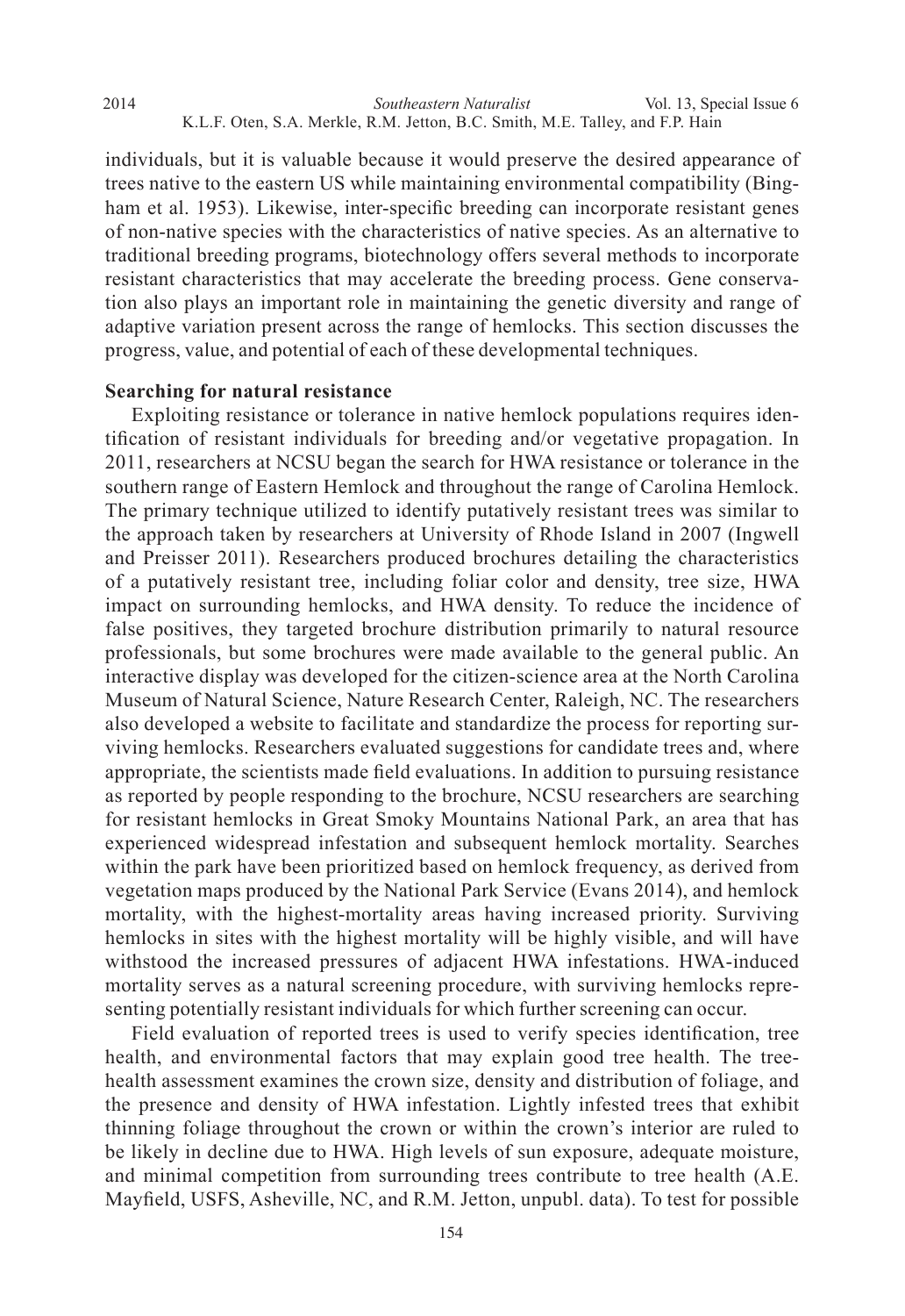individuals, but it is valuable because it would preserve the desired appearance of trees native to the eastern US while maintaining environmental compatibility (Bingham et al. 1953). Likewise, inter-specific breeding can incorporate resistant genes of non-native species with the characteristics of native species. As an alternative to traditional breeding programs, biotechnology offers several methods to incorporate resistant characteristics that may accelerate the breeding process. Gene conservation also plays an important role in maintaining the genetic diversity and range of adaptive variation present across the range of hemlocks. This section discusses the progress, value, and potential of each of these developmental techniques.

**Searching for natural resistance**

Exploiting resistance or tolerance in native hemlock populations requires identification of resistant individuals for breeding and/or vegetative propagation. In 2011, researchers at NCSU began the search for HWA resistance or tolerance in the southern range of Eastern Hemlock and throughout the range of Carolina Hemlock. The primary technique utilized to identify putatively resistant trees was similar to the approach taken by researchers at University of Rhode Island in 2007 (Ingwell and Preisser 2011). Researchers produced brochures detailing the characteristics of a putatively resistant tree, including foliar color and density, tree size, HWA impact on surrounding hemlocks, and HWA density. To reduce the incidence of false positives, they targeted brochure distribution primarily to natural resource professionals, but some brochures were made available to the general public. An interactive display was developed for the citizen-science area at the North Carolina Museum of Natural Science, Nature Research Center, Raleigh, NC. The researchers also developed a website to facilitate and standardize the process for reporting surviving hemlocks. Researchers evaluated suggestions for candidate trees and, where appropriate, the scientists made field evaluations. In addition to pursuing resistance as reported by people responding to the brochure, NCSU researchers are searching for resistant hemlocks in Great Smoky Mountains National Park, an area that has experienced widespread infestation and subsequent hemlock mortality. Searches within the park have been prioritized based on hemlock frequency, as derived from vegetation maps produced by the National Park Service (Evans 2014), and hemlock mortality, with the highest-mortality areas having increased priority. Surviving hemlocks in sites with the highest mortality will be highly visible, and will have withstood the increased pressures of adjacent HWA infestations. HWA-induced mortality serves as a natural screening procedure, with surviving hemlocks representing potentially resistant individuals for which further screening can occur.

Field evaluation of reported trees is used to verify species identification, tree health, and environmental factors that may explain good tree health. The tree-health assessment examines the crown size, density and distribution of foliage, and the presence and density of HWA infestation. Lightly infested trees that exhibit thinning foliage throughout the crown or within the crown's interior are ruled to be likely in decline due to HWA. High levels of sun exposure, adequate moisture, and minimal competition from surrounding trees contribute to tree health (A.E. Mayfield, USFS, Asheville, NC, and R.M. Jetton, unpubl. data). To test for possible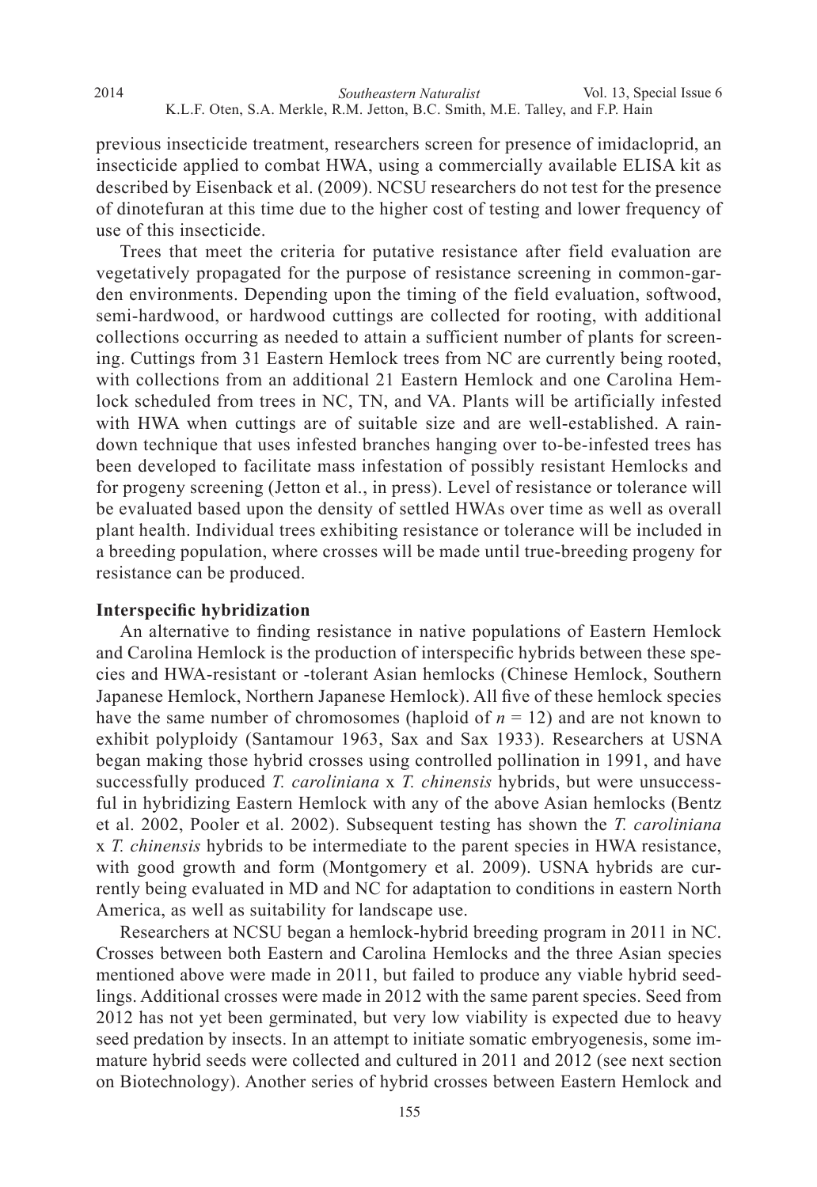previous insecticide treatment, researchers screen for presence of imidacloprid, an insecticide applied to combat HWA, using a commercially available ELISA kit as described by Eisenback et al. (2009). NCSU researchers do not test for the presence of dinotefuran at this time due to the higher cost of testing and lower frequency of use of this insecticide.

Trees that meet the criteria for putative resistance after field evaluation are vegetatively propagated for the purpose of resistance screening in common-garden environments. Depending upon the timing of the field evaluation, softwood, semi-hardwood, or hardwood cuttings are collected for rooting, with additional collections occurring as needed to attain a sufficient number of plants for screening. Cuttings from 31 Eastern Hemlock trees from NC are currently being rooted, with collections from an additional 21 Eastern Hemlock and one Carolina Hemlock scheduled from trees in NC, TN, and VA. Plants will be artificially infested with HWA when cuttings are of suitable size and are well-established. A raindown technique that uses infested branches hanging over to-be-infested trees has been developed to facilitate mass infestation of possibly resistant Hemlocks and for progeny screening (Jetton et al., in press). Level of resistance or tolerance will be evaluated based upon the density of settled HWAs over time as well as overall plant health. Individual trees exhibiting resistance or tolerance will be included in a breeding population, where crosses will be made until true-breeding progeny for resistance can be produced.

**Interspecific hybridization**

An alternative to finding resistance in native populations of Eastern Hemlock and Carolina Hemlock is the production of interspecific hybrids between these species and HWA-resistant or -tolerant Asian hemlocks (Chinese Hemlock, Southern Japanese Hemlock, Northern Japanese Hemlock). All five of these hemlock species have the same number of chromosomes (haploid of $n = 12$) and are not known to exhibit polyploidy (Santamour 1963, Sax and Sax 1933). Researchers at USNA began making those hybrid crosses using controlled pollination in 1991, and have successfully produced *T. caroliniana* x *T. chinensis* hybrids, but were unsuccessful in hybridizing Eastern Hemlock with any of the above Asian hemlocks (Bentz et al. 2002, Pooler et al. 2002). Subsequent testing has shown the *T. caroliniana* x *T. chinensis* hybrids to be intermediate to the parent species in HWA resistance, with good growth and form (Montgomery et al. 2009). USNA hybrids are currently being evaluated in MD and NC for adaptation to conditions in eastern North America, as well as suitability for landscape use.

Researchers at NCSU began a hemlock-hybrid breeding program in 2011 in NC. Crosses between both Eastern and Carolina Hemlocks and the three Asian species mentioned above were made in 2011, but failed to produce any viable hybrid seedlings. Additional crosses were made in 2012 with the same parent species. Seed from 2012 has not yet been germinated, but very low viability is expected due to heavy seed predation by insects. In an attempt to initiate somatic embryogenesis, some immature hybrid seeds were collected and cultured in 2011 and 2012 (see next section on Biotechnology). Another series of hybrid crosses between Eastern Hemlock and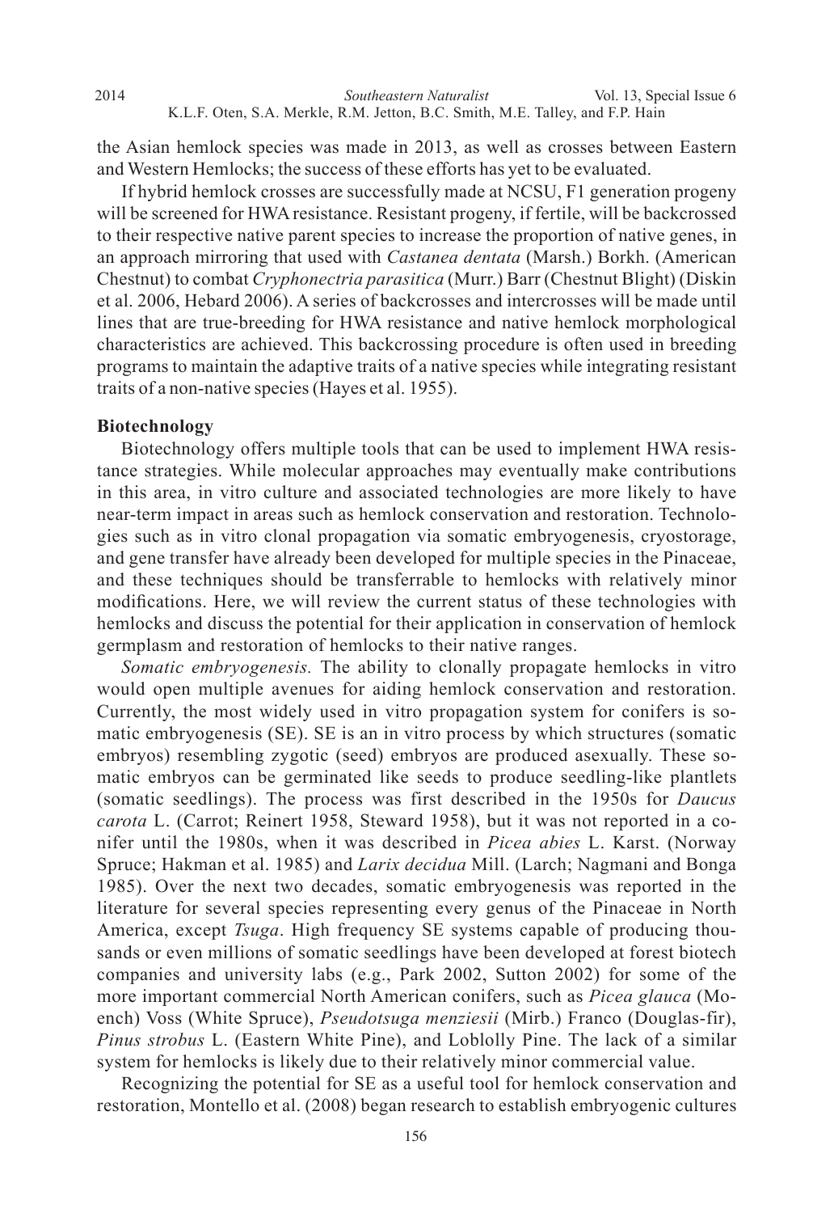the Asian hemlock species was made in 2013, as well as crosses between Eastern and Western Hemlocks; the success of these efforts has yet to be evaluated.

If hybrid hemlock crosses are successfully made at NCSU, F1 generation progeny will be screened for HWA resistance. Resistant progeny, if fertile, will be backcrossed to their respective native parent species to increase the proportion of native genes, in an approach mirroring that used with *Castanea dentata* (Marsh.) Borkh. (American Chestnut) to combat *Cryphonectria parasitica* (Murr.) Barr (Chestnut Blight) (Diskin et al. 2006, Hebard 2006). A series of backcrosses and intercrosses will be made until lines that are true-breeding for HWA resistance and native hemlock morphological characteristics are achieved. This backcrossing procedure is often used in breeding programs to maintain the adaptive traits of a native species while integrating resistant traits of a non-native species (Hayes et al. 1955).

### Biotechnology

Biotechnology offers multiple tools that can be used to implement HWA resistance strategies. While molecular approaches may eventually make contributions in this area, in vitro culture and associated technologies are more likely to have near-term impact in areas such as hemlock conservation and restoration. Technologies such as in vitro clonal propagation via somatic embryogenesis, cryostorage, and gene transfer have already been developed for multiple species in the Pinaceae, and these techniques should be transferrable to hemlocks with relatively minor modifications. Here, we will review the current status of these technologies with hemlocks and discuss the potential for their application in conservation of hemlock germplasm and restoration of hemlocks to their native ranges.

*Somatic embryogenesis.* The ability to clonally propagate hemlocks in vitro would open multiple avenues for aiding hemlock conservation and restoration. Currently, the most widely used in vitro propagation system for conifers is somatic embryogenesis (SE). SE is an in vitro process by which structures (somatic embryos) resembling zygotic (seed) embryos are produced asexually. These somatic embryos can be germinated like seeds to produce seedling-like plantlets (somatic seedlings). The process was first described in the 1950s for *Daucus carota* L. (Carrot; Reinert 1958, Steward 1958), but it was not reported in a conifer until the 1980s, when it was described in *Picea abies* L. Karst. (Norway Spruce; Hakman et al. 1985) and *Larix decidua* Mill. (Larch; Nagmani and Bonga 1985). Over the next two decades, somatic embryogenesis was reported in the literature for several species representing every genus of the Pinaceae in North America, except *Tsuga*. High frequency SE systems capable of producing thousands or even millions of somatic seedlings have been developed at forest biotech companies and university labs (e.g., Park 2002, Sutton 2002) for some of the more important commercial North American conifers, such as *Picea glauca* (Moench) Voss (White Spruce), *Pseudotsuga menziesii* (Mirb.) Franco (Douglas-fir), *Pinus strobus* L. (Eastern White Pine), and Loblolly Pine. The lack of a similar system for hemlocks is likely due to their relatively minor commercial value.

Recognizing the potential for SE as a useful tool for hemlock conservation and restoration, Montello et al. (2008) began research to establish embryogenic cultures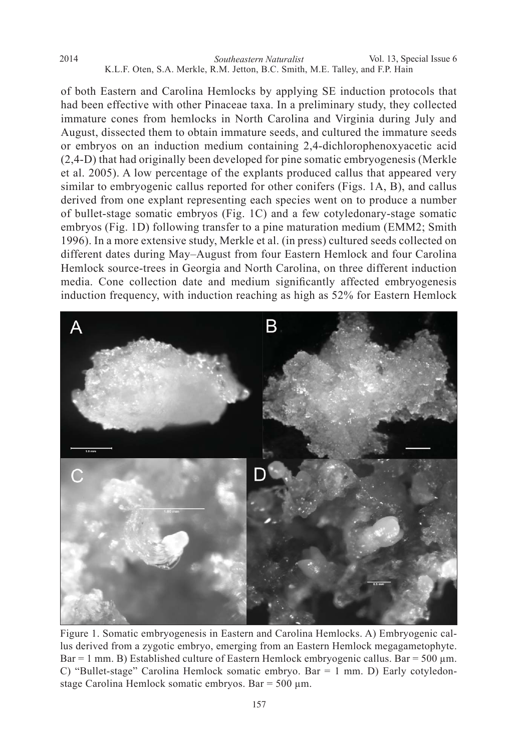of both Eastern and Carolina Hemlocks by applying SE induction protocols that had been effective with other Pinaceae taxa. In a preliminary study, they collected immature cones from hemlocks in North Carolina and Virginia during July and August, dissected them to obtain immature seeds, and cultured the immature seeds or embryos on an induction medium containing 2,4-dichlorophenoxyacetic acid (2,4-D) that had originally been developed for pine somatic embryogenesis (Merkle et al. 2005). A low percentage of the explants produced callus that appeared very similar to embryogenic callus reported for other conifers (Figs. 1A, B), and callus derived from one explant representing each species went on to produce a number of bullet-stage somatic embryos (Fig. 1C) and a few cotyledonary-stage somatic embryos (Fig. 1D) following transfer to a pine maturation medium (EMM2; Smith 1996). In a more extensive study, Merkle et al. (in press) cultured seeds collected on different dates during May–August from four Eastern Hemlock and four Carolina Hemlock source-trees in Georgia and North Carolina, on three different induction media. Cone collection date and medium significantly affected embryogenesis induction frequency, with induction reaching as high as 52% for Eastern Hemlock

Figure 1. Somatic embryogenesis in Eastern and Carolina Hemlocks. A) Embryogenic callus derived from a zygotic embryo, emerging from an Eastern Hemlock megagametophyte. Bar = 1 mm. B) Established culture of Eastern Hemlock embryogenic callus. Bar = 500 µm. C) "Bullet-stage" Carolina Hemlock somatic embryo. Bar = 1 mm. D) Early cotyledon-stage Carolina Hemlock somatic embryos. Bar = 500 µm.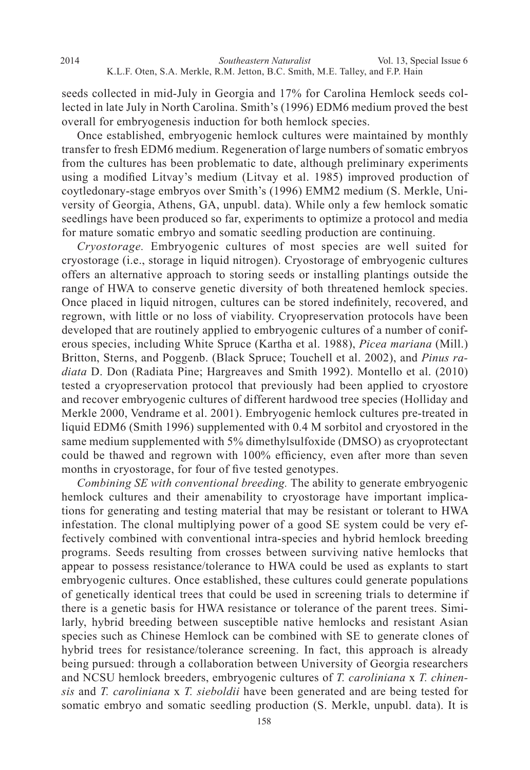seeds collected in mid-July in Georgia and 17% for Carolina Hemlock seeds collected in late July in North Carolina. Smith's (1996) EDM6 medium proved the best overall for embryogenesis induction for both hemlock species.

Once established, embryogenic hemlock cultures were maintained by monthly transfer to fresh EDM6 medium. Regeneration of large numbers of somatic embryos from the cultures has been problematic to date, although preliminary experiments using a modified Litvay's medium (Litvay et al. 1985) improved production of coytledonary-stage embryos over Smith's (1996) EMM2 medium (S. Merkle, University of Georgia, Athens, GA, unpubl. data). While only a few hemlock somatic seedlings have been produced so far, experiments to optimize a protocol and media for mature somatic embryo and somatic seedling production are continuing.

*Cryostorage.* Embryogenic cultures of most species are well suited for cryostorage (i.e., storage in liquid nitrogen). Cryostorage of embryogenic cultures offers an alternative approach to storing seeds or installing plantings outside the range of HWA to conserve genetic diversity of both threatened hemlock species. Once placed in liquid nitrogen, cultures can be stored indefinitely, recovered, and regrown, with little or no loss of viability. Cryopreservation protocols have been developed that are routinely applied to embryogenic cultures of a number of coniferous species, including White Spruce (Kartha et al. 1988), *Picea mariana* (Mill.) Britton, Sterns, and Poggenb. (Black Spruce; Touchell et al. 2002), and *Pinus radiata* D. Don (Radiata Pine; Hargreaves and Smith 1992). Montello et al. (2010) tested a cryopreservation protocol that previously had been applied to cryostore and recover embryogenic cultures of different hardwood tree species (Holliday and Merkle 2000, Vendrame et al. 2001). Embryogenic hemlock cultures pre-treated in liquid EDM6 (Smith 1996) supplemented with 0.4 M sorbitol and cryostored in the same medium supplemented with 5% dimethylsulfoxide (DMSO) as cryoprotectant could be thawed and regrown with 100% efficiency, even after more than seven months in cryostorage, for four of five tested genotypes.

*Combining SE with conventional breeding.* The ability to generate embryogenic hemlock cultures and their amenability to cryostorage have important implications for generating and testing material that may be resistant or tolerant to HWA infestation. The clonal multiplying power of a good SE system could be very effectively combined with conventional intra-species and hybrid hemlock breeding programs. Seeds resulting from crosses between surviving native hemlocks that appear to possess resistance/tolerance to HWA could be used as explants to start embryogenic cultures. Once established, these cultures could generate populations of genetically identical trees that could be used in screening trials to determine if there is a genetic basis for HWA resistance or tolerance of the parent trees. Similarly, hybrid breeding between susceptible native hemlocks and resistant Asian species such as Chinese Hemlock can be combined with SE to generate clones of hybrid trees for resistance/tolerance screening. In fact, this approach is already being pursued: through a collaboration between University of Georgia researchers and NCSU hemlock breeders, embryogenic cultures of *T. caroliniana* x *T. chinensis* and *T. caroliniana* x *T. sieboldii* have been generated and are being tested for somatic embryo and somatic seedling production (S. Merkle, unpubl. data). It is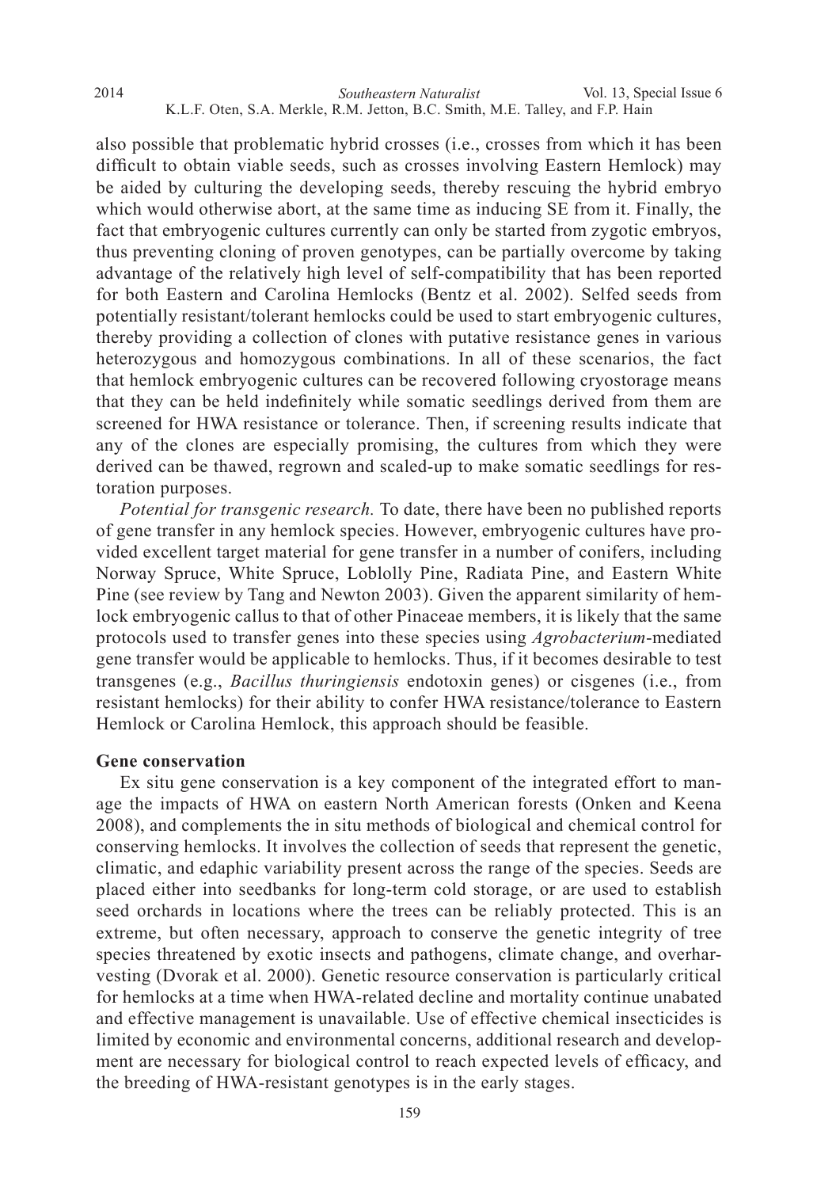also possible that problematic hybrid crosses (i.e., crosses from which it has been difficult to obtain viable seeds, such as crosses involving Eastern Hemlock) may be aided by culturing the developing seeds, thereby rescuing the hybrid embryo which would otherwise abort, at the same time as inducing SE from it. Finally, the fact that embryogenic cultures currently can only be started from zygotic embryos, thus preventing cloning of proven genotypes, can be partially overcome by taking advantage of the relatively high level of self-compatibility that has been reported for both Eastern and Carolina Hemlocks (Bentz et al. 2002). Selfed seeds from potentially resistant/tolerant hemlocks could be used to start embryogenic cultures, thereby providing a collection of clones with putative resistance genes in various heterozygous and homozygous combinations. In all of these scenarios, the fact that hemlock embryogenic cultures can be recovered following cryostorage means that they can be held indefinitely while somatic seedlings derived from them are screened for HWA resistance or tolerance. Then, if screening results indicate that any of the clones are especially promising, the cultures from which they were derived can be thawed, regrown and scaled-up to make somatic seedlings for restoration purposes.

*Potential for transgenic research.* To date, there have been no published reports of gene transfer in any hemlock species. However, embryogenic cultures have provided excellent target material for gene transfer in a number of conifers, including Norway Spruce, White Spruce, Loblolly Pine, Radiata Pine, and Eastern White Pine (see review by Tang and Newton 2003). Given the apparent similarity of hemlock embryogenic callus to that of other Pinaceae members, it is likely that the same protocols used to transfer genes into these species using *Agrobacterium*-mediated gene transfer would be applicable to hemlocks. Thus, if it becomes desirable to test transgenes (e.g., *Bacillus thuringiensis* endotoxin genes) or cisgenes (i.e., from resistant hemlocks) for their ability to confer HWA resistance/tolerance to Eastern Hemlock or Carolina Hemlock, this approach should be feasible.

## Gene conservation

Ex situ gene conservation is a key component of the integrated effort to manage the impacts of HWA on eastern North American forests (Onken and Keena 2008), and complements the in situ methods of biological and chemical control for conserving hemlocks. It involves the collection of seeds that represent the genetic, climatic, and edaphic variability present across the range of the species. Seeds are placed either into seedbanks for long-term cold storage, or are used to establish seed orchards in locations where the trees can be reliably protected. This is an extreme, but often necessary, approach to conserve the genetic integrity of tree species threatened by exotic insects and pathogens, climate change, and overharvesting (Dvorak et al. 2000). Genetic resource conservation is particularly critical for hemlocks at a time when HWA-related decline and mortality continue unabated and effective management is unavailable. Use of effective chemical insecticides is limited by economic and environmental concerns, additional research and development are necessary for biological control to reach expected levels of efficacy, and the breeding of HWA-resistant genotypes is in the early stages.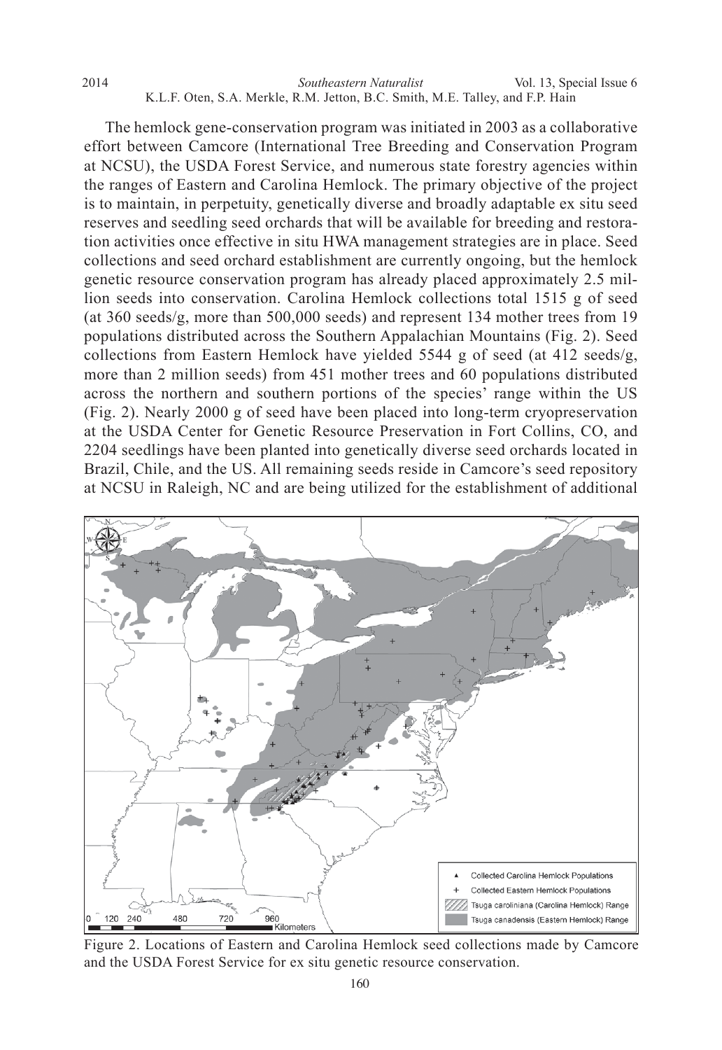The hemlock gene-conservation program was initiated in 2003 as a collaborative effort between Camcore (International Tree Breeding and Conservation Program at NCSU), the USDA Forest Service, and numerous state forestry agencies within the ranges of Eastern and Carolina Hemlock. The primary objective of the project is to maintain, in perpetuity, genetically diverse and broadly adaptable ex situ seed reserves and seedling seed orchards that will be available for breeding and restoration activities once effective in situ HWA management strategies are in place. Seed collections and seed orchard establishment are currently ongoing, but the hemlock genetic resource conservation program has already placed approximately 2.5 million seeds into conservation. Carolina Hemlock collections total 1515 g of seed (at 360 seeds/g, more than 500,000 seeds) and represent 134 mother trees from 19 populations distributed across the Southern Appalachian Mountains (Fig. 2). Seed collections from Eastern Hemlock have yielded 5544 g of seed (at 412 seeds/g, more than 2 million seeds) from 451 mother trees and 60 populations distributed across the northern and southern portions of the species' range within the US (Fig. 2). Nearly 2000 g of seed have been placed into long-term cryopreservation at the USDA Center for Genetic Resource Preservation in Fort Collins, CO, and 2204 seedlings have been planted into genetically diverse seed orchards located in Brazil, Chile, and the US. All remaining seeds reside in Camcore's seed repository at NCSU in Raleigh, NC and are being utilized for the establishment of additional

Figure 2. Locations of Eastern and Carolina Hemlock seed collections made by Camcore and the USDA Forest Service for ex situ genetic resource conservation.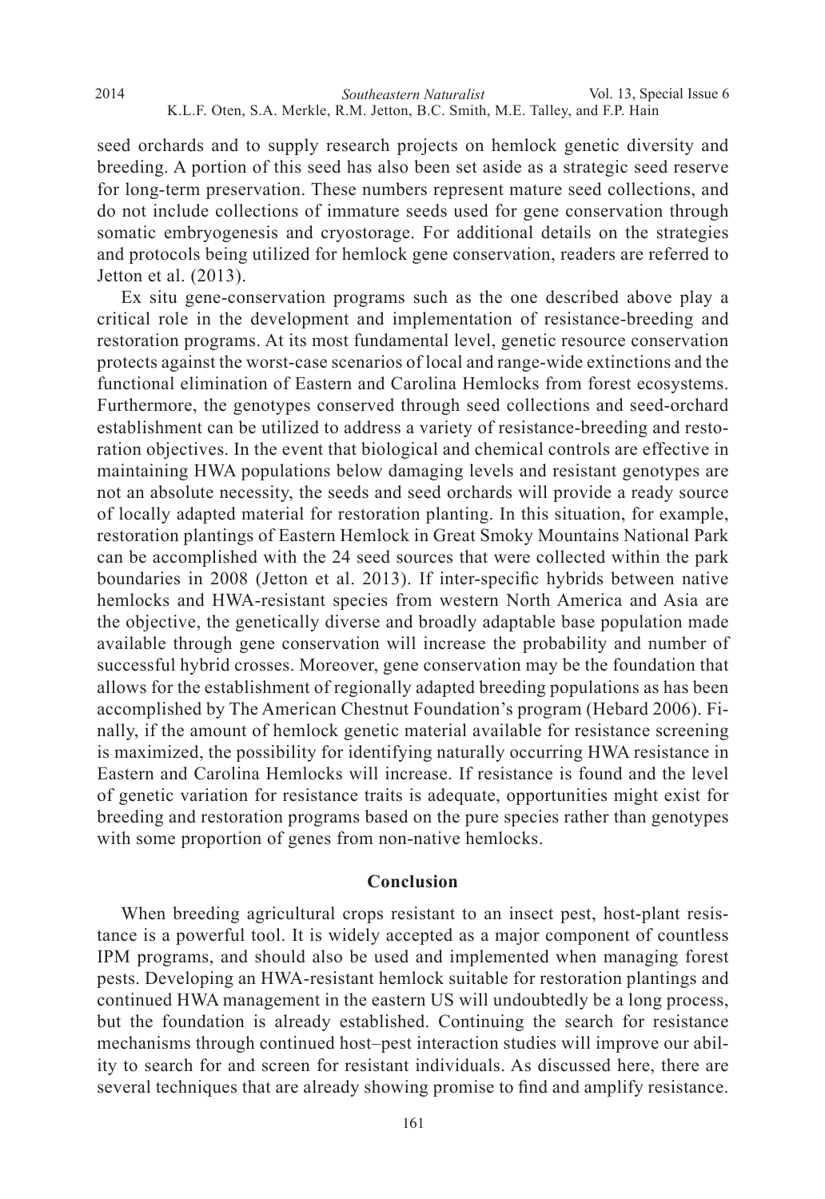seed orchards and to supply research projects on hemlock genetic diversity and breeding. A portion of this seed has also been set aside as a strategic seed reserve for long-term preservation. These numbers represent mature seed collections, and do not include collections of immature seeds used for gene conservation through somatic embryogenesis and cryostorage. For additional details on the strategies and protocols being utilized for hemlock gene conservation, readers are referred to Jetton et al. (2013).

Ex situ gene-conservation programs such as the one described above play a critical role in the development and implementation of resistance-breeding and restoration programs. At its most fundamental level, genetic resource conservation protects against the worst-case scenarios of local and range-wide extinctions and the functional elimination of Eastern and Carolina Hemlocks from forest ecosystems. Furthermore, the genotypes conserved through seed collections and seed-orchard establishment can be utilized to address a variety of resistance-breeding and restoration objectives. In the event that biological and chemical controls are effective in maintaining HWA populations below damaging levels and resistant genotypes are not an absolute necessity, the seeds and seed orchards will provide a ready source of locally adapted material for restoration planting. In this situation, for example, restoration plantings of Eastern Hemlock in Great Smoky Mountains National Park can be accomplished with the 24 seed sources that were collected within the park boundaries in 2008 (Jetton et al. 2013). If inter-specific hybrids between native hemlocks and HWA-resistant species from western North America and Asia are the objective, the genetically diverse and broadly adaptable base population made available through gene conservation will increase the probability and number of successful hybrid crosses. Moreover, gene conservation may be the foundation that allows for the establishment of regionally adapted breeding populations as has been accomplished by The American Chestnut Foundation's program (Hebard 2006). Finally, if the amount of hemlock genetic material available for resistance screening is maximized, the possibility for identifying naturally occurring HWA resistance in Eastern and Carolina Hemlocks will increase. If resistance is found and the level of genetic variation for resistance traits is adequate, opportunities might exist for breeding and restoration programs based on the pure species rather than genotypes with some proportion of genes from non-native hemlocks.

## Conclusion

When breeding agricultural crops resistant to an insect pest, host-plant resistance is a powerful tool. It is widely accepted as a major component of countless IPM programs, and should also be used and implemented when managing forest pests. Developing an HWA-resistant hemlock suitable for restoration plantings and continued HWA management in the eastern US will undoubtedly be a long process, but the foundation is already established. Continuing the search for resistance mechanisms through continued host–pest interaction studies will improve our ability to search for and screen for resistant individuals. As discussed here, there are several techniques that are already showing promise to find and amplify resistance.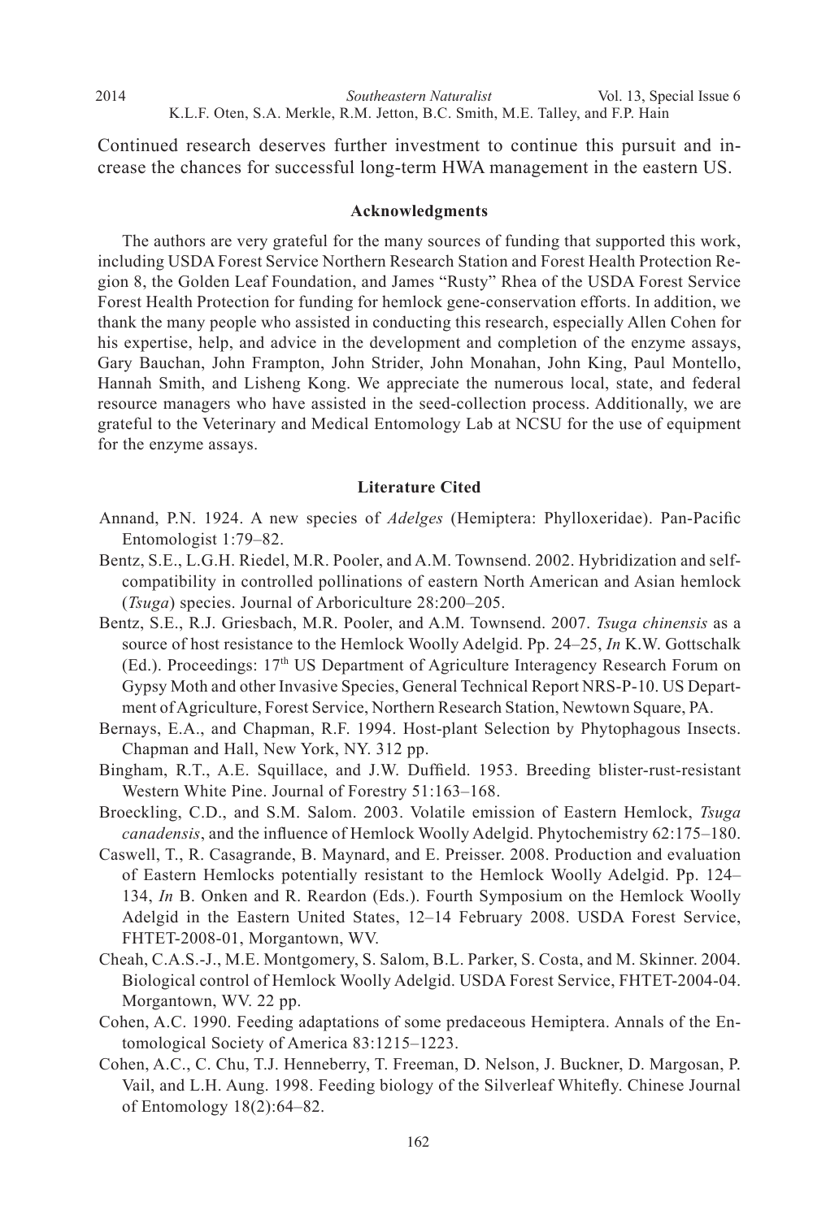Continued research deserves further investment to continue this pursuit and increase the chances for successful long-term HWA management in the eastern US.

## Acknowledgments

The authors are very grateful for the many sources of funding that supported this work, including USDA Forest Service Northern Research Station and Forest Health Protection Region 8, the Golden Leaf Foundation, and James "Rusty" Rhea of the USDA Forest Service Forest Health Protection for funding for hemlock gene-conservation efforts. In addition, we thank the many people who assisted in conducting this research, especially Allen Cohen for his expertise, help, and advice in the development and completion of the enzyme assays, Gary Bauchan, John Frampton, John Strider, John Monahan, John King, Paul Montello, Hannah Smith, and Lisheng Kong. We appreciate the numerous local, state, and federal resource managers who have assisted in the seed-collection process. Additionally, we are grateful to the Veterinary and Medical Entomology Lab at NCSU for the use of equipment for the enzyme assays.

## Literature Cited

Annand, P.N. 1924. A new species of *Adelges* (Hemiptera: Phylloxeridae). Pan-Pacific Entomologist 1:79–82.

Bentz, S.E., L.G.H. Riedel, M.R. Pooler, and A.M. Townsend. 2002. Hybridization and self-compatibility in controlled pollinations of eastern North American and Asian hemlock (*Tsuga*) species. Journal of Arboriculture 28:200–205.

Bentz, S.E., R.J. Griesbach, M.R. Pooler, and A.M. Townsend. 2007. *Tsuga chinensis* as a source of host resistance to the Hemlock Woolly Adelgid. Pp. 24–25, *In* K.W. Gottschalk (Ed.). Proceedings: 17th US Department of Agriculture Interagency Research Forum on Gypsy Moth and other Invasive Species, General Technical Report NRS-P-10. US Department of Agriculture, Forest Service, Northern Research Station, Newtown Square, PA.

Bernays, E.A., and Chapman, R.F. 1994. Host-plant Selection by Phytophagous Insects. Chapman and Hall, New York, NY. 312 pp.

Bingham, R.T., A.E. Squillace, and J.W. Duffield. 1953. Breeding blister-rust-resistant Western White Pine. Journal of Forestry 51:163–168.

Broeckling, C.D., and S.M. Salom. 2003. Volatile emission of Eastern Hemlock, *Tsuga canadensis*, and the influence of Hemlock Woolly Adelgid. Phytochemistry 62:175–180.

Caswell, T., R. Casagrande, B. Maynard, and E. Preisser. 2008. Production and evaluation of Eastern Hemlocks potentially resistant to the Hemlock Woolly Adelgid. Pp. 124–134, *In* B. Onken and R. Reardon (Eds.). Fourth Symposium on the Hemlock Woolly Adelgid in the Eastern United States, 12–14 February 2008. USDA Forest Service, FHTET-2008-01, Morgantown, WV.

Cheah, C.A.S.-J., M.E. Montgomery, S. Salom, B.L. Parker, S. Costa, and M. Skinner. 2004. Biological control of Hemlock Woolly Adelgid. USDA Forest Service, FHTET-2004-04. Morgantown, WV. 22 pp.

Cohen, A.C. 1990. Feeding adaptations of some predaceous Hemiptera. Annals of the Entomological Society of America 83:1215–1223.

Cohen, A.C., C. Chu, T.J. Henneberry, T. Freeman, D. Nelson, J. Buckner, D. Margosan, P. Vail, and L.H. Aung. 1998. Feeding biology of the Silverleaf Whitefly. Chinese Journal of Entomology 18(2):64–82.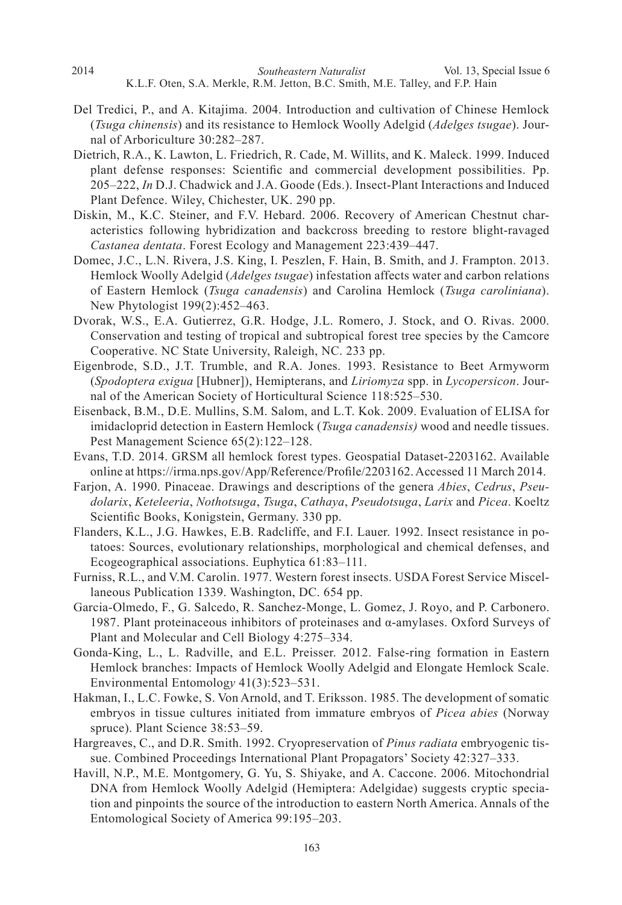Del Tredici, P., and A. Kitajima. 2004. Introduction and cultivation of Chinese Hemlock (*Tsuga chinensis*) and its resistance to Hemlock Woolly Adelgid (*Adelges tsugae*). Journal of Arboriculture 30:282–287.

Dietrich, R.A., K. Lawton, L. Friedrich, R. Cade, M. Willits, and K. Maleck. 1999. Induced plant defense responses: Scientific and commercial development possibilities. Pp. 205–222, *In* D.J. Chadwick and J.A. Goode (Eds.). Insect-Plant Interactions and Induced Plant Defence. Wiley, Chichester, UK. 290 pp.

Diskin, M., K.C. Steiner, and F.V. Hebard. 2006. Recovery of American Chestnut characteristics following hybridization and backcross breeding to restore blight-ravaged *Castanea dentata*. Forest Ecology and Management 223:439–447.

Domec, J.C., L.N. Rivera, J.S. King, I. Peszlen, F. Hain, B. Smith, and J. Frampton. 2013. Hemlock Woolly Adelgid (*Adelges tsugae*) infestation affects water and carbon relations of Eastern Hemlock (*Tsuga canadensis*) and Carolina Hemlock (*Tsuga caroliniana*). New Phytologist 199(2):452–463.

Dvorak, W.S., E.A. Gutierrez, G.R. Hodge, J.L. Romero, J. Stock, and O. Rivas. 2000. Conservation and testing of tropical and subtropical forest tree species by the Camcore Cooperative. NC State University, Raleigh, NC. 233 pp.

Eigenbrode, S.D., J.T. Trumble, and R.A. Jones. 1993. Resistance to Beet Armyworm (*Spodoptera exigua* [Hubner]), Hemipterans, and *Liriomyza* spp. in *Lycopersicon*. Journal of the American Society of Horticultural Science 118:525–530.

Eisenback, B.M., D.E. Mullins, S.M. Salom, and L.T. Kok. 2009. Evaluation of ELISA for imidacloprid detection in Eastern Hemlock (*Tsuga canadensis)* wood and needle tissues. Pest Management Science 65(2):122–128.

Evans, T.D. 2014. GRSM all hemlock forest types. Geospatial Dataset-2203162. Available online at https://irma.nps.gov/App/Reference/Profile/2203162. Accessed 11 March 2014.

Farjon, A. 1990. Pinaceae. Drawings and descriptions of the genera *Abies*, *Cedrus*, *Pseudolarix*, *Keteleeria*, *Nothotsuga*, *Tsuga*, *Cathaya*, *Pseudotsuga*, *Larix* and *Picea*. Koeltz Scientific Books, Konigstein, Germany. 330 pp.

Flanders, K.L., J.G. Hawkes, E.B. Radcliffe, and F.I. Lauer. 1992. Insect resistance in potatoes: Sources, evolutionary relationships, morphological and chemical defenses, and Ecogeographical associations. Euphytica 61:83–111.

Furniss, R.L., and V.M. Carolin. 1977. Western forest insects. USDA Forest Service Miscellaneous Publication 1339. Washington, DC. 654 pp.

Garcia-Olmedo, F., G. Salcedo, R. Sanchez-Monge, L. Gomez, J. Royo, and P. Carbonero. 1987. Plant proteinaceous inhibitors of proteinases and α-amylases. Oxford Surveys of Plant and Molecular and Cell Biology 4:275–334.

Gonda-King, L., L. Radville, and E.L. Preisser. 2012. False-ring formation in Eastern Hemlock branches: Impacts of Hemlock Woolly Adelgid and Elongate Hemlock Scale. Environmental Entomology 41(3):523–531.

Hakman, I., L.C. Fowke, S. Von Arnold, and T. Eriksson. 1985. The development of somatic embryos in tissue cultures initiated from immature embryos of *Picea abies* (Norway spruce). Plant Science 38:53–59.

Hargreaves, C., and D.R. Smith. 1992. Cryopreservation of *Pinus radiata* embryogenic tissue. Combined Proceedings International Plant Propagators' Society 42:327–333.

Havill, N.P., M.E. Montgomery, G. Yu, S. Shiyake, and A. Caccone. 2006. Mitochondrial DNA from Hemlock Woolly Adelgid (Hemiptera: Adelgidae) suggests cryptic speciation and pinpoints the source of the introduction to eastern North America. Annals of the Entomological Society of America 99:195–203.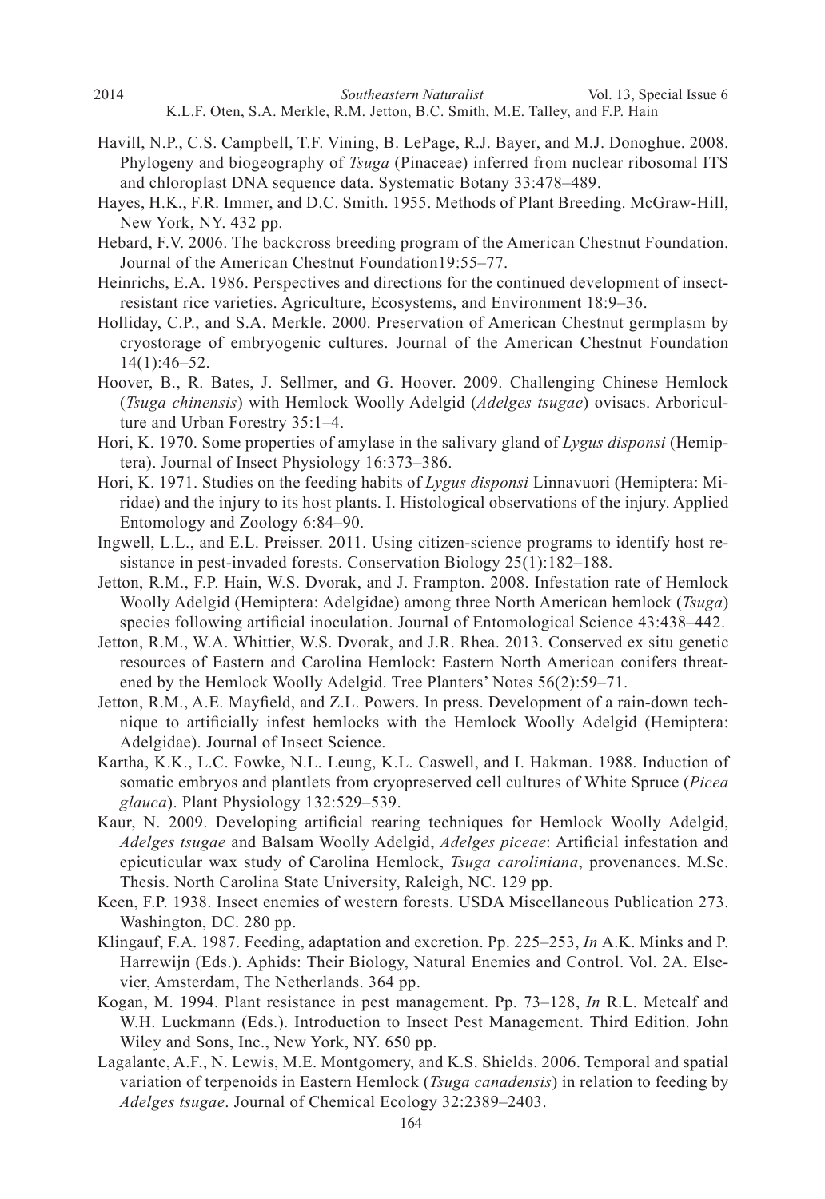Havill, N.P., C.S. Campbell, T.F. Vining, B. LePage, R.J. Bayer, and M.J. Donoghue. 2008. Phylogeny and biogeography of *Tsuga* (Pinaceae) inferred from nuclear ribosomal ITS and chloroplast DNA sequence data. Systematic Botany 33:478–489.

Hayes, H.K., F.R. Immer, and D.C. Smith. 1955. Methods of Plant Breeding. McGraw-Hill, New York, NY. 432 pp.

Hebard, F.V. 2006. The backcross breeding program of the American Chestnut Foundation. Journal of the American Chestnut Foundation19:55–77.

Heinrichs, E.A. 1986. Perspectives and directions for the continued development of insect-resistant rice varieties. Agriculture, Ecosystems, and Environment 18:9–36.

Holliday, C.P., and S.A. Merkle. 2000. Preservation of American Chestnut germplasm by cryostorage of embryogenic cultures. Journal of the American Chestnut Foundation 14(1):46–52.

Hoover, B., R. Bates, J. Sellmer, and G. Hoover. 2009. Challenging Chinese Hemlock (*Tsuga chinensis*) with Hemlock Woolly Adelgid (*Adelges tsugae*) ovisacs. Arboriculture and Urban Forestry 35:1–4.

Hori, K. 1970. Some properties of amylase in the salivary gland of *Lygus disponsi* (Hemiptera). Journal of Insect Physiology 16:373–386.

Hori, K. 1971. Studies on the feeding habits of *Lygus disponsi* Linnavuori (Hemiptera: Miridae) and the injury to its host plants. I. Histological observations of the injury. Applied Entomology and Zoology 6:84–90.

Ingwell, L.L., and E.L. Preisser. 2011. Using citizen-science programs to identify host resistance in pest-invaded forests. Conservation Biology 25(1):182–188.

Jetton, R.M., F.P. Hain, W.S. Dvorak, and J. Frampton. 2008. Infestation rate of Hemlock Woolly Adelgid (Hemiptera: Adelgidae) among three North American hemlock (*Tsuga*) species following artificial inoculation. Journal of Entomological Science 43:438–442.

Jetton, R.M., W.A. Whittier, W.S. Dvorak, and J.R. Rhea. 2013. Conserved ex situ genetic resources of Eastern and Carolina Hemlock: Eastern North American conifers threatened by the Hemlock Woolly Adelgid. Tree Planters' Notes 56(2):59–71.

Jetton, R.M., A.E. Mayfield, and Z.L. Powers. In press. Development of a rain-down technique to artificially infest hemlocks with the Hemlock Woolly Adelgid (Hemiptera: Adelgidae). Journal of Insect Science.

Kartha, K.K., L.C. Fowke, N.L. Leung, K.L. Caswell, and I. Hakman. 1988. Induction of somatic embryos and plantlets from cryopreserved cell cultures of White Spruce (*Picea glauca*). Plant Physiology 132:529–539.

Kaur, N. 2009. Developing artificial rearing techniques for Hemlock Woolly Adelgid, *Adelges tsugae* and Balsam Woolly Adelgid, *Adelges piceae*: Artificial infestation and epicuticular wax study of Carolina Hemlock, *Tsuga caroliniana*, provenances. M.Sc. Thesis. North Carolina State University, Raleigh, NC. 129 pp.

Keen, F.P. 1938. Insect enemies of western forests. USDA Miscellaneous Publication 273. Washington, DC. 280 pp.

Klingauf, F.A. 1987. Feeding, adaptation and excretion. Pp. 225–253, *In* A.K. Minks and P. Harrewijn (Eds.). Aphids: Their Biology, Natural Enemies and Control. Vol. 2A. Elsevier, Amsterdam, The Netherlands. 364 pp.

Kogan, M. 1994. Plant resistance in pest management. Pp. 73–128, *In* R.L. Metcalf and W.H. Luckmann (Eds.). Introduction to Insect Pest Management. Third Edition. John Wiley and Sons, Inc., New York, NY. 650 pp.

Lagalante, A.F., N. Lewis, M.E. Montgomery, and K.S. Shields. 2006. Temporal and spatial variation of terpenoids in Eastern Hemlock (*Tsuga canadensis*) in relation to feeding by *Adelges tsugae*. Journal of Chemical Ecology 32:2389–2403.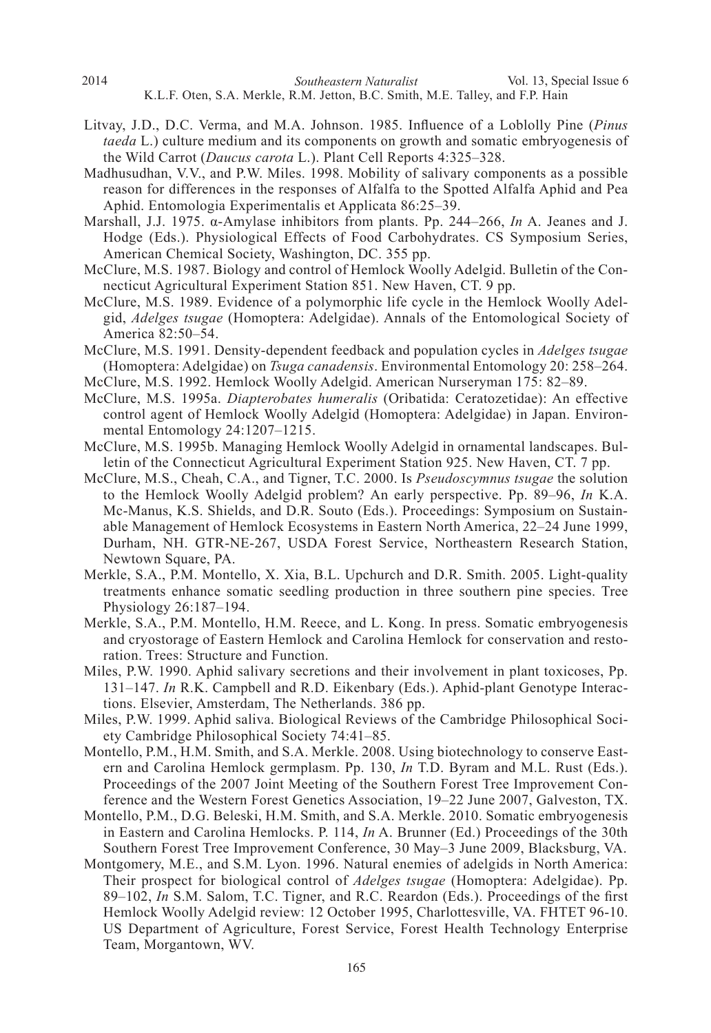Litvay, J.D., D.C. Verma, and M.A. Johnson. 1985. Influence of a Loblolly Pine (*Pinus taeda* L.) culture medium and its components on growth and somatic embryogenesis of the Wild Carrot (*Daucus carota* L.). Plant Cell Reports 4:325–328.

Madhusudhan, V.V., and P.W. Miles. 1998. Mobility of salivary components as a possible reason for differences in the responses of Alfalfa to the Spotted Alfalfa Aphid and Pea Aphid. Entomologia Experimentalis et Applicata 86:25–39.

Marshall, J.J. 1975. α-Amylase inhibitors from plants. Pp. 244–266, *In* A. Jeanes and J. Hodge (Eds.). Physiological Effects of Food Carbohydrates. CS Symposium Series, American Chemical Society, Washington, DC. 355 pp.

McClure, M.S. 1987. Biology and control of Hemlock Woolly Adelgid. Bulletin of the Connecticut Agricultural Experiment Station 851. New Haven, CT. 9 pp.

McClure, M.S. 1989. Evidence of a polymorphic life cycle in the Hemlock Woolly Adelgid, *Adelges tsugae* (Homoptera: Adelgidae). Annals of the Entomological Society of America 82:50–54.

McClure, M.S. 1991. Density-dependent feedback and population cycles in *Adelges tsugae* (Homoptera: Adelgidae) on *Tsuga canadensis*. Environmental Entomology 20: 258–264.

McClure, M.S. 1992. Hemlock Woolly Adelgid. American Nurseryman 175: 82–89.

McClure, M.S. 1995a. *Diapterobates humeralis* (Oribatida: Ceratozetidae): An effective control agent of Hemlock Woolly Adelgid (Homoptera: Adelgidae) in Japan. Environmental Entomology 24:1207–1215.

McClure, M.S. 1995b. Managing Hemlock Woolly Adelgid in ornamental landscapes. Bulletin of the Connecticut Agricultural Experiment Station 925. New Haven, CT. 7 pp.

McClure, M.S., Cheah, C.A., and Tigner, T.C. 2000. Is *Pseudoscymnus tsugae* the solution to the Hemlock Woolly Adelgid problem? An early perspective. Pp. 89–96, *In* K.A. Mc-Manus, K.S. Shields, and D.R. Souto (Eds.). Proceedings: Symposium on Sustainable Management of Hemlock Ecosystems in Eastern North America, 22–24 June 1999, Durham, NH. GTR-NE-267, USDA Forest Service, Northeastern Research Station, Newtown Square, PA.

Merkle, S.A., P.M. Montello, X. Xia, B.L. Upchurch and D.R. Smith. 2005. Light-quality treatments enhance somatic seedling production in three southern pine species. Tree Physiology 26:187–194.

Merkle, S.A., P.M. Montello, H.M. Reece, and L. Kong. In press. Somatic embryogenesis and cryostorage of Eastern Hemlock and Carolina Hemlock for conservation and restoration. Trees: Structure and Function.

Miles, P.W. 1990. Aphid salivary secretions and their involvement in plant toxicoses, Pp. 131–147. *In* R.K. Campbell and R.D. Eikenbary (Eds.). Aphid-plant Genotype Interactions. Elsevier, Amsterdam, The Netherlands. 386 pp.

Miles, P.W. 1999. Aphid saliva. Biological Reviews of the Cambridge Philosophical Society Cambridge Philosophical Society 74:41–85.

Montello, P.M., H.M. Smith, and S.A. Merkle. 2008. Using biotechnology to conserve Eastern and Carolina Hemlock germplasm. Pp. 130, *In* T.D. Byram and M.L. Rust (Eds.). Proceedings of the 2007 Joint Meeting of the Southern Forest Tree Improvement Conference and the Western Forest Genetics Association, 19–22 June 2007, Galveston, TX.

Montello, P.M., D.G. Beleski, H.M. Smith, and S.A. Merkle. 2010. Somatic embryogenesis in Eastern and Carolina Hemlocks. P. 114, *In* A. Brunner (Ed.) Proceedings of the 30th Southern Forest Tree Improvement Conference, 30 May–3 June 2009, Blacksburg, VA.

Montgomery, M.E., and S.M. Lyon. 1996. Natural enemies of adelgids in North America: Their prospect for biological control of *Adelges tsugae* (Homoptera: Adelgidae). Pp. 89–102, *In* S.M. Salom, T.C. Tigner, and R.C. Reardon (Eds.). Proceedings of the first Hemlock Woolly Adelgid review: 12 October 1995, Charlottesville, VA. FHTET 96-10. US Department of Agriculture, Forest Service, Forest Health Technology Enterprise Team, Morgantown, WV.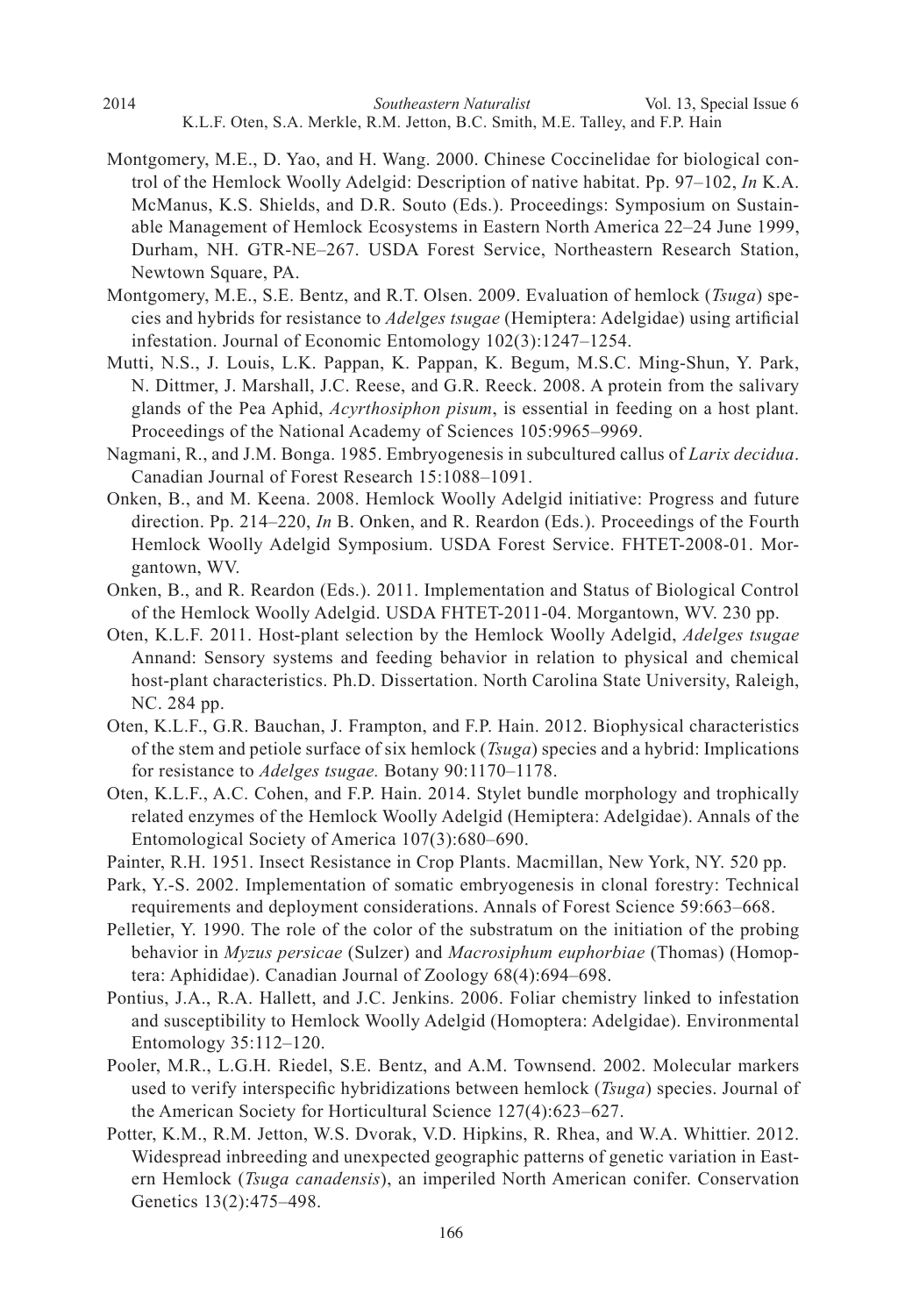Montgomery, M.E., D. Yao, and H. Wang. 2000. Chinese Coccinelidae for biological control of the Hemlock Woolly Adelgid: Description of native habitat. Pp. 97–102, *In* K.A. McManus, K.S. Shields, and D.R. Souto (Eds.). Proceedings: Symposium on Sustainable Management of Hemlock Ecosystems in Eastern North America 22–24 June 1999, Durham, NH. GTR-NE–267. USDA Forest Service, Northeastern Research Station, Newtown Square, PA.

Montgomery, M.E., S.E. Bentz, and R.T. Olsen. 2009. Evaluation of hemlock (*Tsuga*) species and hybrids for resistance to *Adelges tsugae* (Hemiptera: Adelgidae) using artificial infestation. Journal of Economic Entomology 102(3):1247–1254.

Mutti, N.S., J. Louis, L.K. Pappan, K. Pappan, K. Begum, M.S.C. Ming-Shun, Y. Park, N. Dittmer, J. Marshall, J.C. Reese, and G.R. Reeck. 2008. A protein from the salivary glands of the Pea Aphid, *Acyrthosiphon pisum*, is essential in feeding on a host plant. Proceedings of the National Academy of Sciences 105:9965–9969.

Nagmani, R., and J.M. Bonga. 1985. Embryogenesis in subcultured callus of *Larix decidua*. Canadian Journal of Forest Research 15:1088–1091.

Onken, B., and M. Keena. 2008. Hemlock Woolly Adelgid initiative: Progress and future direction. Pp. 214–220, *In* B. Onken, and R. Reardon (Eds.). Proceedings of the Fourth Hemlock Woolly Adelgid Symposium. USDA Forest Service. FHTET-2008-01. Morgantown, WV.

Onken, B., and R. Reardon (Eds.). 2011. Implementation and Status of Biological Control of the Hemlock Woolly Adelgid. USDA FHTET-2011-04. Morgantown, WV. 230 pp.

Oten, K.L.F. 2011. Host-plant selection by the Hemlock Woolly Adelgid, *Adelges tsugae* Annand: Sensory systems and feeding behavior in relation to physical and chemical host-plant characteristics. Ph.D. Dissertation. North Carolina State University, Raleigh, NC. 284 pp.

Oten, K.L.F., G.R. Bauchan, J. Frampton, and F.P. Hain. 2012. Biophysical characteristics of the stem and petiole surface of six hemlock (*Tsuga*) species and a hybrid: Implications for resistance to *Adelges tsugae.* Botany 90:1170–1178.

Oten, K.L.F., A.C. Cohen, and F.P. Hain. 2014. Stylet bundle morphology and trophically related enzymes of the Hemlock Woolly Adelgid (Hemiptera: Adelgidae). Annals of the Entomological Society of America 107(3):680–690.

Painter, R.H. 1951. Insect Resistance in Crop Plants. Macmillan, New York, NY. 520 pp.

Park, Y.-S. 2002. Implementation of somatic embryogenesis in clonal forestry: Technical requirements and deployment considerations. Annals of Forest Science 59:663–668.

Pelletier, Y. 1990. The role of the color of the substratum on the initiation of the probing behavior in *Myzus persicae* (Sulzer) and *Macrosiphum euphorbiae* (Thomas) (Homoptera: Aphididae). Canadian Journal of Zoology 68(4):694–698.

Pontius, J.A., R.A. Hallett, and J.C. Jenkins. 2006. Foliar chemistry linked to infestation and susceptibility to Hemlock Woolly Adelgid (Homoptera: Adelgidae). Environmental Entomology 35:112–120.

Pooler, M.R., L.G.H. Riedel, S.E. Bentz, and A.M. Townsend. 2002. Molecular markers used to verify interspecific hybridizations between hemlock (*Tsuga*) species. Journal of the American Society for Horticultural Science 127(4):623–627.

Potter, K.M., R.M. Jetton, W.S. Dvorak, V.D. Hipkins, R. Rhea, and W.A. Whittier. 2012. Widespread inbreeding and unexpected geographic patterns of genetic variation in Eastern Hemlock (*Tsuga canadensis*), an imperiled North American conifer. Conservation Genetics 13(2):475–498.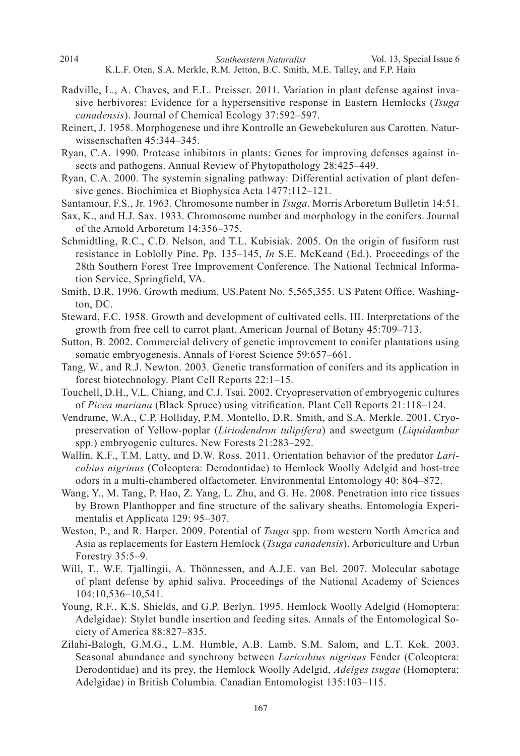Radville, L., A. Chaves, and E.L. Preisser. 2011. Variation in plant defense against invasive herbivores: Evidence for a hypersensitive response in Eastern Hemlocks (*Tsuga canadensis*). Journal of Chemical Ecology 37:592–597.

Reinert, J. 1958. Morphogenese und ihre Kontrolle an Gewebekuluren aus Carotten. Naturwissenschaften 45:344–345.

Ryan, C.A. 1990. Protease inhibitors in plants: Genes for improving defenses against insects and pathogens. Annual Review of Phytopathology 28:425–449.

Ryan, C.A. 2000. The systemin signaling pathway: Differential activation of plant defensive genes. Biochimica et Biophysica Acta 1477:112–121.

Santamour, F.S., Jr. 1963. Chromosome number in *Tsuga*. Morris Arboretum Bulletin 14:51.

Sax, K., and H.J. Sax. 1933. Chromosome number and morphology in the conifers. Journal of the Arnold Arboretum 14:356–375.

Schmidtling, R.C., C.D. Nelson, and T.L. Kubisiak. 2005. On the origin of fusiform rust resistance in Loblolly Pine. Pp. 135–145, *In* S.E. McKeand (Ed.). Proceedings of the 28th Southern Forest Tree Improvement Conference. The National Technical Information Service, Springfield, VA.

Smith, D.R. 1996. Growth medium. US.Patent No. 5,565,355. US Patent Office, Washington, DC.

Steward, F.C. 1958. Growth and development of cultivated cells. III. Interpretations of the growth from free cell to carrot plant. American Journal of Botany 45:709–713.

Sutton, B. 2002. Commercial delivery of genetic improvement to conifer plantations using somatic embryogenesis. Annals of Forest Science 59:657–661.

Tang, W., and R.J. Newton. 2003. Genetic transformation of conifers and its application in forest biotechnology. Plant Cell Reports 22:1–15.

Touchell, D.H., V.L. Chiang, and C.J. Tsai. 2002. Cryopreservation of embryogenic cultures of *Picea mariana* (Black Spruce) using vitrification. Plant Cell Reports 21:118–124.

Vendrame, W.A., C.P. Holliday, P.M. Montello, D.R. Smith, and S.A. Merkle. 2001. Cryopreservation of Yellow-poplar (*Liriodendron tulipifera*) and sweetgum (*Liquidambar* spp.) embryogenic cultures. New Forests 21:283–292.

Wallin, K.F., T.M. Latty, and D.W. Ross. 2011. Orientation behavior of the predator *Laricobius nigrinus* (Coleoptera: Derodontidae) to Hemlock Woolly Adelgid and host-tree odors in a multi-chambered olfactometer. Environmental Entomology 40: 864–872.

Wang, Y., M. Tang, P. Hao, Z. Yang, L. Zhu, and G. He. 2008. Penetration into rice tissues by Brown Planthopper and fine structure of the salivary sheaths. Entomologia Experimentalis et Applicata 129: 95–307.

Weston, P., and R. Harper. 2009. Potential of *Tsuga* spp. from western North America and Asia as replacements for Eastern Hemlock (*Tsuga canadensis*). Arboriculture and Urban Forestry 35:5–9.

Will, T., W.F. Tjallingii, A. Thönnessen, and A.J.E. van Bel. 2007. Molecular sabotage of plant defense by aphid saliva. Proceedings of the National Academy of Sciences 104:10,536–10,541.

Young, R.F., K.S. Shields, and G.P. Berlyn. 1995. Hemlock Woolly Adelgid (Homoptera: Adelgidae): Stylet bundle insertion and feeding sites. Annals of the Entomological Society of America 88:827–835.

Zilahi-Balogh, G.M.G., L.M. Humble, A.B. Lamb, S.M. Salom, and L.T. Kok. 2003. Seasonal abundance and synchrony between *Laricobius nigrinus* Fender (Coleoptera: Derodontidae) and its prey, the Hemlock Woolly Adelgid, *Adelges tsugae* (Homoptera: Adelgidae) in British Columbia. Canadian Entomologist 135:103–115.